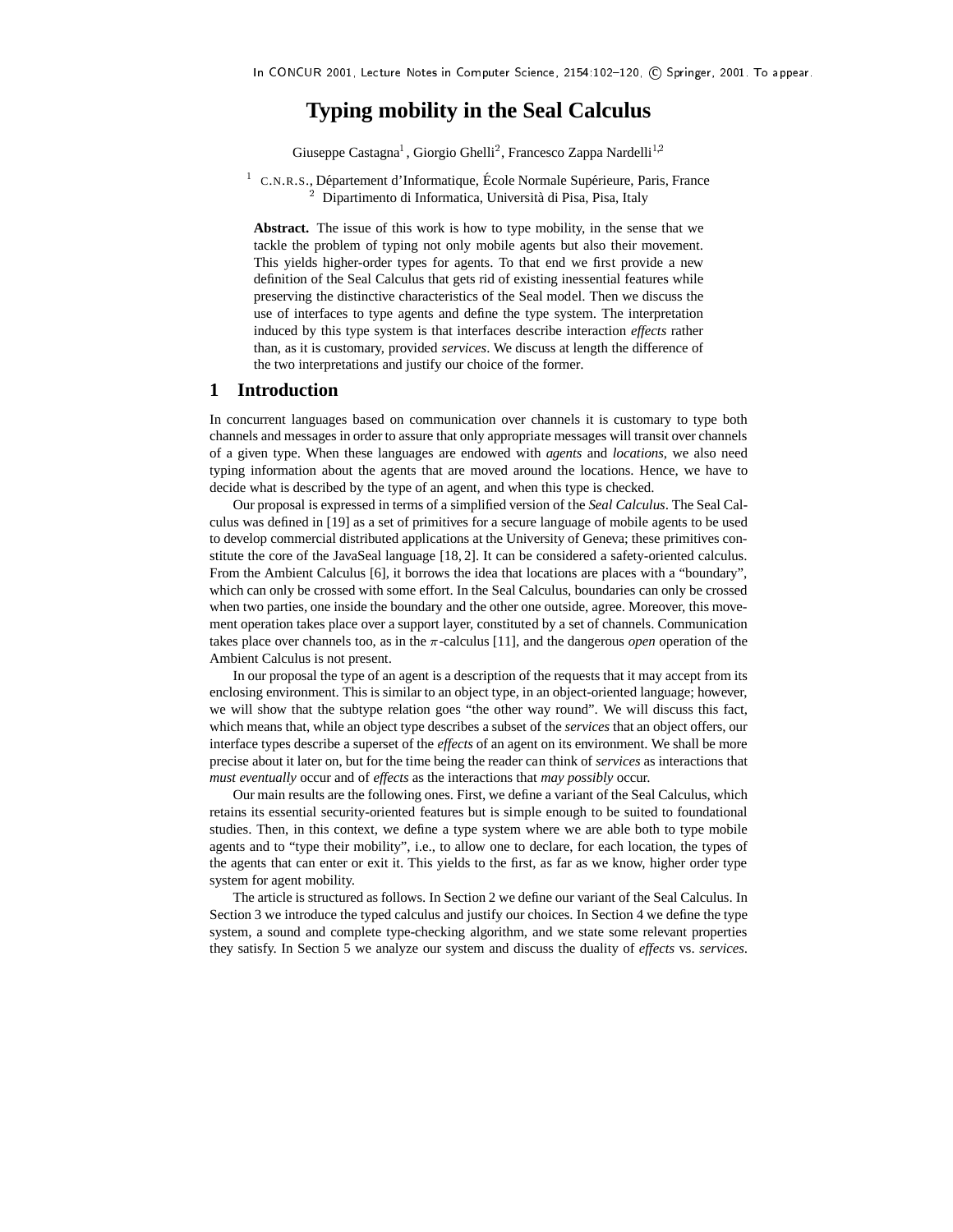In CONCUR 2001, Lecture Notes in Computer Science, 2154:102–120, © Springer, 2001. To appear.

# Typing mobility in the Seal Calculus

Giuseppe Castagna[1], Giorgio Ghelli[2], Francesco Zappa Nardelli[1,2]

[1] C.N.R.S., Département d'Informatique, École Normale Supérieure, Paris, France
[2] Dipartimento di Informatica, Università di Pisa, Pisa, Italy

**Abstract.** The issue of this work is how to type mobility, in the sense that we tackle the problem of typing not only mobile agents but also their movement. This yields higher-order types for agents. To that end we first provide a new definition of the Seal Calculus that gets rid of existing inessential features while preserving the distinctive characteristics of the Seal model. Then we discuss the use of interfaces to type agents and define the type system. The interpretation induced by this type system is that interfaces describe interaction *effects* rather than, as it is customary, provided *services*. We discuss at length the difference of the two interpretations and justify our choice of the former.

## 1 Introduction

In concurrent languages based on communication over channels it is customary to type both channels and messages in order to assure that only appropriate messages will transit over channels of a given type. When these languages are endowed with *agents* and *locations*, we also need typing information about the agents that are moved around the locations. Hence, we have to decide what is described by the type of an agent, and when this type is checked.

Our proposal is expressed in terms of a simplified version of the *Seal Calculus*. The Seal Calculus was defined in [19] as a set of primitives for a secure language of mobile agents to be used to develop commercial distributed applications at the University of Geneva; these primitives constitute the core of the JavaSeal language [18, 2]. It can be considered a safety-oriented calculus. From the Ambient Calculus [6], it borrows the idea that locations are places with a "boundary", which can only be crossed with some effort. In the Seal Calculus, boundaries can only be crossed when two parties, one inside the boundary and the other one outside, agree. Moreover, this movement operation takes place over a support layer, constituted by a set of channels. Communication takes place over channels too, as in the $\pi$-calculus [11], and the dangerous *open* operation of the Ambient Calculus is not present.

In our proposal the type of an agent is a description of the requests that it may accept from its enclosing environment. This is similar to an object type, in an object-oriented language; however, we will show that the subtype relation goes "the other way round". We will discuss this fact, which means that, while an object type describes a subset of the *services* that an object offers, our interface types describe a superset of the *effects* of an agent on its environment. We shall be more precise about it later on, but for the time being the reader can think of *services* as interactions that *must eventually* occur and of *effects* as the interactions that *may possibly* occur.

Our main results are the following ones. First, we define a variant of the Seal Calculus, which retains its essential security-oriented features but is simple enough to be suited to foundational studies. Then, in this context, we define a type system where we are able both to type mobile agents and to "type their mobility", i.e., to allow one to declare, for each location, the types of the agents that can enter or exit it. This yields to the first, as far as we know, higher order type system for agent mobility.

The article is structured as follows. In Section 2 we define our variant of the Seal Calculus. In Section 3 we introduce the typed calculus and justify our choices. In Section 4 we define the type system, a sound and complete type-checking algorithm, and we state some relevant properties they satisfy. In Section 5 we analyze our system and discuss the duality of *effects* vs. *services*.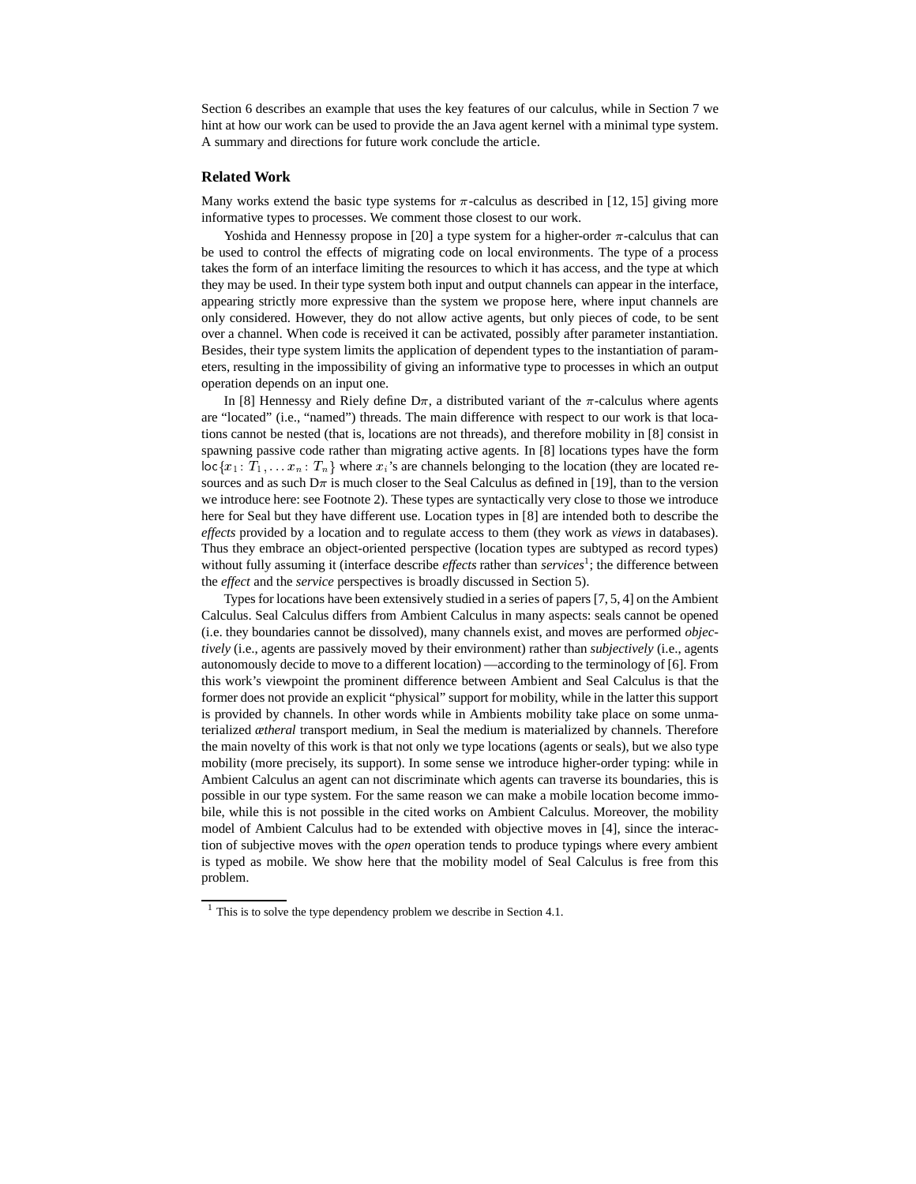Section 6 describes an example that uses the key features of our calculus, while in Section 7 we hint at how our work can be used to provide the an Java agent kernel with a minimal type system. A summary and directions for future work conclude the article.

### Related Work

Many works extend the basic type systems for $\pi$-calculus as described in [12, 15] giving more informative types to processes. We comment those closest to our work.

Yoshida and Hennessy propose in [20] a type system for a higher-order $\pi$-calculus that can be used to control the effects of migrating code on local environments. The type of a process takes the form of an interface limiting the resources to which it has access, and the type at which they may be used. In their type system both input and output channels can appear in the interface, appearing strictly more expressive than the system we propose here, where input channels are only considered. However, they do not allow active agents, but only pieces of code, to be sent over a channel. When code is received it can be activated, possibly after parameter instantiation. Besides, their type system limits the application of dependent types to the instantiation of parameters, resulting in the impossibility of giving an informative type to processes in which an output operation depends on an input one.

In [8] Hennessy and Riely define D$\pi$, a distributed variant of the $\pi$-calculus where agents are "located" (i.e., "named") threads. The main difference with respect to our work is that locations cannot be nested (that is, locations are not threads), and therefore mobility in [8] consist in spawning passive code rather than migrating active agents. In [8] locations types have the form $\mathsf{loc}\{x_1 : T_1, \ldots x_n : T_n\}$ where $x_i$'s are channels belonging to the location (they are located resources and as such D$\pi$ is much closer to the Seal Calculus as defined in [19], than to the version we introduce here: see Footnote 2). These types are syntactically very close to those we introduce here for Seal but they have different use. Location types in [8] are intended both to describe the *effects* provided by a location and to regulate access to them (they work as *views* in databases). Thus they embrace an object-oriented perspective (location types are subtyped as record types) without fully assuming it (interface describe *effects* rather than *services*[1]; the difference between the *effect* and the *service* perspectives is broadly discussed in Section 5).

Types for locations have been extensively studied in a series of papers [7, 5, 4] on the Ambient Calculus. Seal Calculus differs from Ambient Calculus in many aspects: seals cannot be opened (i.e. they boundaries cannot be dissolved), many channels exist, and moves are performed *objectively* (i.e., agents are passively moved by their environment) rather than *subjectively* (i.e., agents autonomously decide to move to a different location) —according to the terminology of [6]. From this work's viewpoint the prominent difference between Ambient and Seal Calculus is that the former does not provide an explicit "physical" support for mobility, while in the latter this support is provided by channels. In other words while in Ambients mobility take place on some unmaterialized *ætheral* transport medium, in Seal the medium is materialized by channels. Therefore the main novelty of this work is that not only we type locations (agents or seals), but we also type mobility (more precisely, its support). In some sense we introduce higher-order typing: while in Ambient Calculus an agent can not discriminate which agents can traverse its boundaries, this is possible in our type system. For the same reason we can make a mobile location become immobile, while this is not possible in the cited works on Ambient Calculus. Moreover, the mobility model of Ambient Calculus had to be extended with objective moves in [4], since the interaction of subjective moves with the *open* operation tends to produce typings where every ambient is typed as mobile. We show here that the mobility model of Seal Calculus is free from this problem.

---

[1] This is to solve the type dependency problem we describe in Section 4.1.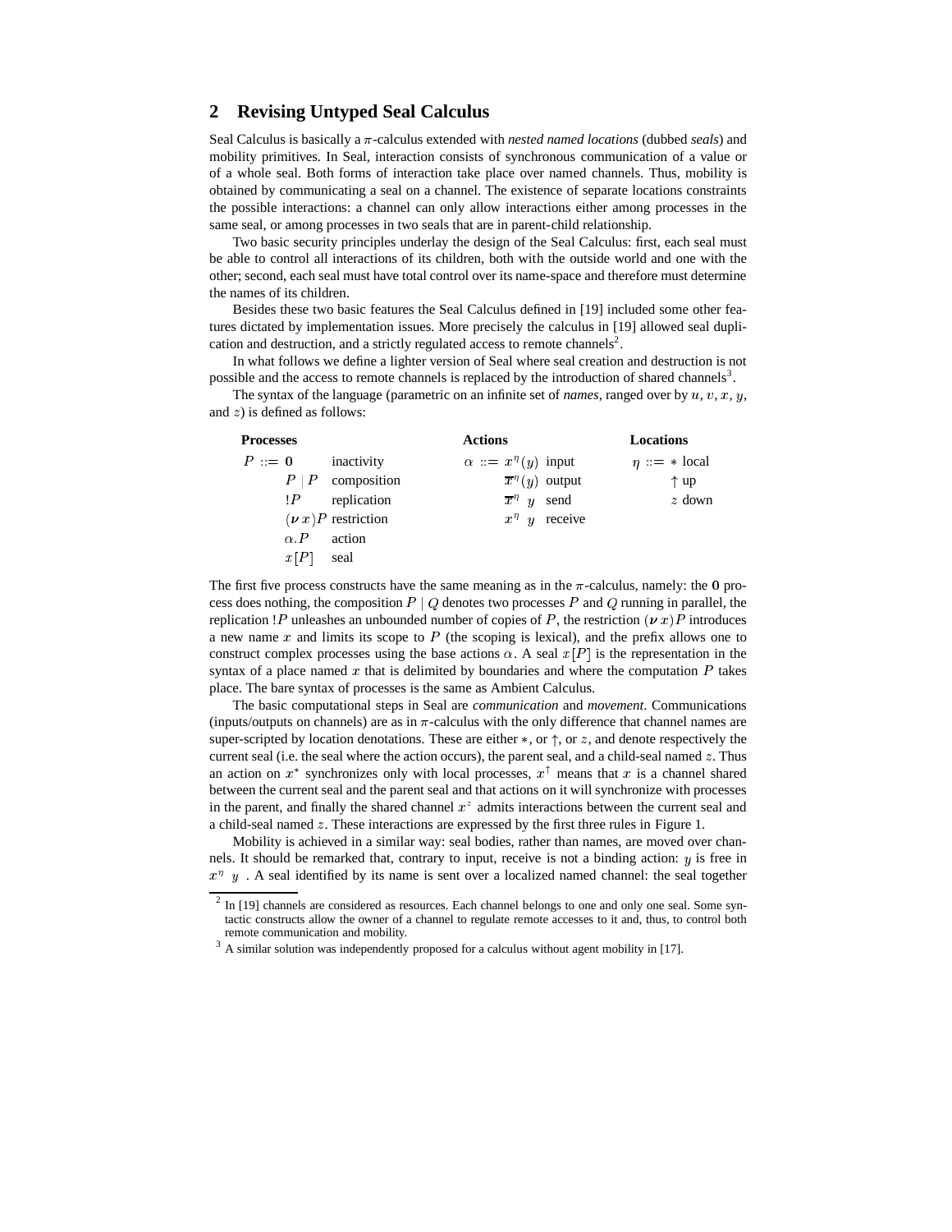## 2 Revising Untyped Seal Calculus

Seal Calculus is basically a $\pi$-calculus extended with *nested named locations* (dubbed *seals*) and mobility primitives. In Seal, interaction consists of synchronous communication of a value or of a whole seal. Both forms of interaction take place over named channels. Thus, mobility is obtained by communicating a seal on a channel. The existence of separate locations constraints the possible interactions: a channel can only allow interactions either among processes in the same seal, or among processes in two seals that are in parent-child relationship.

Two basic security principles underlay the design of the Seal Calculus: first, each seal must be able to control all interactions of its children, both with the outside world and one with the other; second, each seal must have total control over its name-space and therefore must determine the names of its children.

Besides these two basic features the Seal Calculus defined in [19] included some other features dictated by implementation issues. More precisely the calculus in [19] allowed seal duplication and destruction, and a strictly regulated access to remote channels[2].

In what follows we define a lighter version of Seal where seal creation and destruction is not possible and the access to remote channels is replaced by the introduction of shared channels[3].

The syntax of the language (parametric on an infinite set of *names*, ranged over by $u, v, x, y$, and $z$) is defined as follows:

| **Processes** | | **Actions** | | **Locations** | |
|---|---|---|---|---|---|
| $P ::= \mathbf{0}$ | inactivity | $\alpha ::= x^\eta(y)$ | input | $\eta ::= *$ | local |
| $P \mid P$ | composition | $\overline{x}^\eta(y)$ | output | $\uparrow$ | up |
| $!P$ | replication | $\overline{x}^\eta\ y$ | send | $z$ | down |
| $(\boldsymbol{\nu}\, x)P$ | restriction | $x^\eta\ y$ | receive | | |
| $\alpha.P$ | action | | | | |
| $x[P]$ | seal | | | | |

The first five process constructs have the same meaning as in the $\pi$-calculus, namely: the $\mathbf{0}$ process does nothing, the composition $P \mid Q$ denotes two processes $P$ and $Q$ running in parallel, the replication $!P$ unleashes an unbounded number of copies of $P$, the restriction $(\boldsymbol{\nu}\, x)P$ introduces a new name $x$ and limits its scope to $P$ (the scoping is lexical), and the prefix allows one to construct complex processes using the base actions $\alpha$. A seal $x[P]$ is the representation in the syntax of a place named $x$ that is delimited by boundaries and where the computation $P$ takes place. The bare syntax of processes is the same as Ambient Calculus.

The basic computational steps in Seal are *communication* and *movement*. Communications (inputs/outputs on channels) are as in $\pi$-calculus with the only difference that channel names are super-scripted by location denotations. These are either $*$, or $\uparrow$, or $z$, and denote respectively the current seal (i.e. the seal where the action occurs), the parent seal, and a child-seal named $z$. Thus an action on $x^*$ synchronizes only with local processes, $x^\uparrow$ means that $x$ is a channel shared between the current seal and the parent seal and that actions on it will synchronize with processes in the parent, and finally the shared channel $x^z$ admits interactions between the current seal and a child-seal named $z$. These interactions are expressed by the first three rules in Figure 1.

Mobility is achieved in a similar way: seal bodies, rather than names, are moved over channels. It should be remarked that, contrary to input, receive is not a binding action: $y$ is free in $x^\eta\ y$ . A seal identified by its name is sent over a localized named channel: the seal together

[2] In [19] channels are considered as resources. Each channel belongs to one and only one seal. Some syntactic constructs allow the owner of a channel to regulate remote accesses to it and, thus, to control both remote communication and mobility.

[3] A similar solution was independently proposed for a calculus without agent mobility in [17].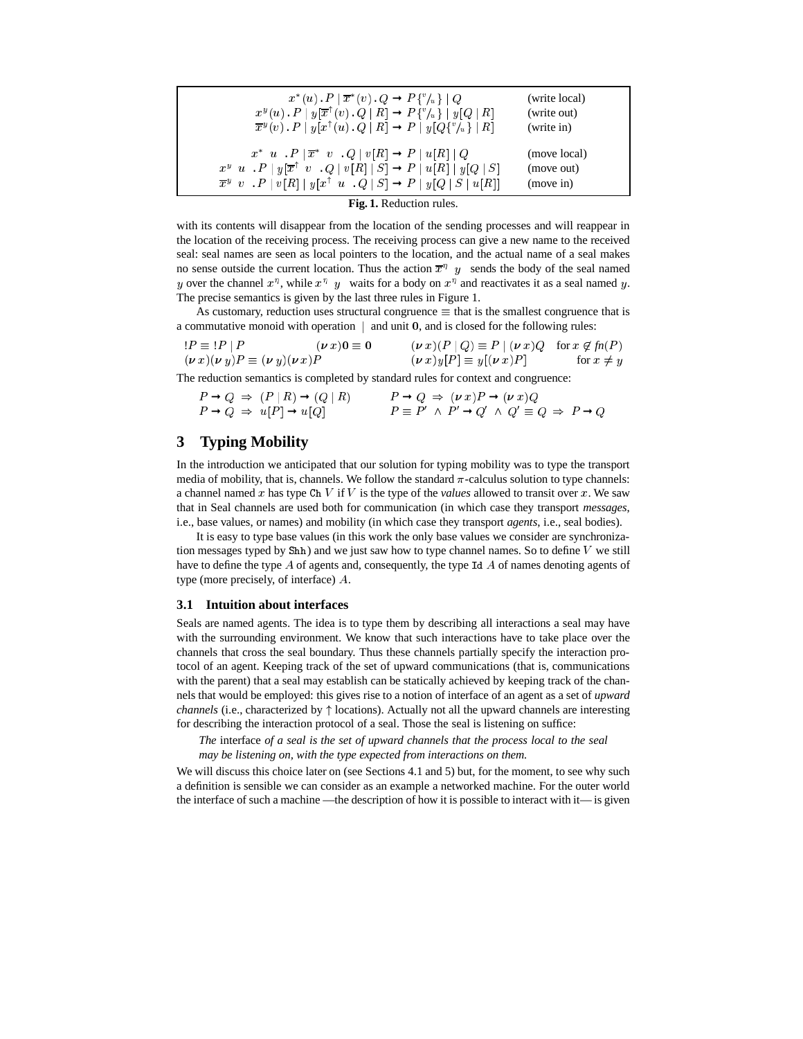$$
\begin{array}{ll}
x^*(u)\,.\,P \mid \overline{x}^*(v)\,.\,Q \rightarrow P\{^v/_u\} \mid Q & \text{(write local)} \\
x^y(u)\,.\,P \mid y[\overline{x}^\uparrow(v)\,.\,Q \mid R] \rightarrow P\{^v/_u\} \mid y[Q \mid R] & \text{(write out)} \\
\overline{x}^y(v)\,.\,P \mid y[x^\uparrow(u)\,.\,Q \mid R] \rightarrow P \mid y[Q\{^v/_u\} \mid R] & \text{(write in)} \\
 & \\
x^*\langle u\rangle\,.\,P \mid \overline{x}^*\langle v\rangle\,.\,Q \mid v[R] \rightarrow P \mid u[R] \mid Q & \text{(move local)} \\
x^y\langle u\rangle\,.\,P \mid y[\overline{x}^\uparrow\langle v\rangle\,.\,Q \mid v[R] \mid S] \rightarrow P \mid u[R] \mid y[Q \mid S] & \text{(move out)} \\
\overline{x}^y\langle v\rangle\,.\,P \mid v[R] \mid y[x^\uparrow\langle u\rangle\,.\,Q \mid S] \rightarrow P \mid y[Q \mid S \mid u[R]] & \text{(move in)}
\end{array}
$$

**Fig. 1.** Reduction rules.

with its contents will disappear from the location of the sending processes and will reappear in the location of the receiving process. The receiving process can give a new name to the received seal: seal names are seen as local pointers to the location, and the actual name of a seal makes no sense outside the current location. Thus the action $\overline{x}^\eta\langle y\rangle$ sends the body of the seal named $y$ over the channel $x^\eta$, while $x^\eta\langle y\rangle$ waits for a body on $x^\eta$ and reactivates it as a seal named $y$. The precise semantics is given by the last three rules in Figure 1.

As customary, reduction uses structural congruence $\equiv$ that is the smallest congruence that is a commutative monoid with operation $\mid$ and unit $\mathbf{0}$, and is closed for the following rules:

$$
\begin{array}{lll}
!P \equiv\, !P \mid P & (\boldsymbol{\nu}\, x)\mathbf{0} \equiv \mathbf{0} & (\boldsymbol{\nu}\, x)(P \mid Q) \equiv P \mid (\boldsymbol{\nu}\, x)Q \quad \text{for } x \notin fn(P) \\
(\boldsymbol{\nu}\, x)(\boldsymbol{\nu}\, y)P \equiv (\boldsymbol{\nu}\, y)(\boldsymbol{\nu}\, x)P & & (\boldsymbol{\nu}\, x)y[P] \equiv y[(\boldsymbol{\nu}\, x)P] \quad \text{for } x \neq y
\end{array}
$$

The reduction semantics is completed by standard rules for context and congruence:

$$
\begin{array}{ll}
P \rightarrow Q \;\Rightarrow\; (P \mid R) \rightarrow (Q \mid R) & P \rightarrow Q \;\Rightarrow\; (\boldsymbol{\nu}\, x)P \rightarrow (\boldsymbol{\nu}\, x)Q \\
P \rightarrow Q \;\Rightarrow\; u[P] \rightarrow u[Q] & P \equiv P' \;\wedge\; P' \rightarrow Q' \;\wedge\; Q' \equiv Q \;\Rightarrow\; P \rightarrow Q
\end{array}
$$

## 3 Typing Mobility

In the introduction we anticipated that our solution for typing mobility was to type the transport media of mobility, that is, channels. We follow the standard $\pi$-calculus solution to type channels: a channel named $x$ has type `Ch` $V$ if $V$ is the type of the *values* allowed to transit over $x$. We saw that in Seal channels are used both for communication (in which case they transport *messages*, i.e., base values, or names) and mobility (in which case they transport *agents*, i.e., seal bodies).

It is easy to type base values (in this work the only base values we consider are synchronization messages typed by `Shh`) and we just saw how to type channel names. So to define $V$ we still have to define the type $A$ of agents and, consequently, the type `Id` $A$ of names denoting agents of type (more precisely, of interface) $A$.

### 3.1 Intuition about interfaces

Seals are named agents. The idea is to type them by describing all interactions a seal may have with the surrounding environment. We know that such interactions have to take place over the channels that cross the seal boundary. Thus these channels partially specify the interaction protocol of an agent. Keeping track of the set of upward communications (that is, communications with the parent) that a seal may establish can be statically achieved by keeping track of the channels that would be employed: this gives rise to a notion of interface of an agent as a set of *upward channels* (i.e., characterized by $\uparrow$ locations). Actually not all the upward channels are interesting for describing the interaction protocol of a seal. Those the seal is listening on suffice:

*The* interface *of a seal is the set of upward channels that the process local to the seal may be listening on, with the type expected from interactions on them.*

We will discuss this choice later on (see Sections 4.1 and 5) but, for the moment, to see why such a definition is sensible we can consider as an example a networked machine. For the outer world the interface of such a machine —the description of how it is possible to interact with it— is given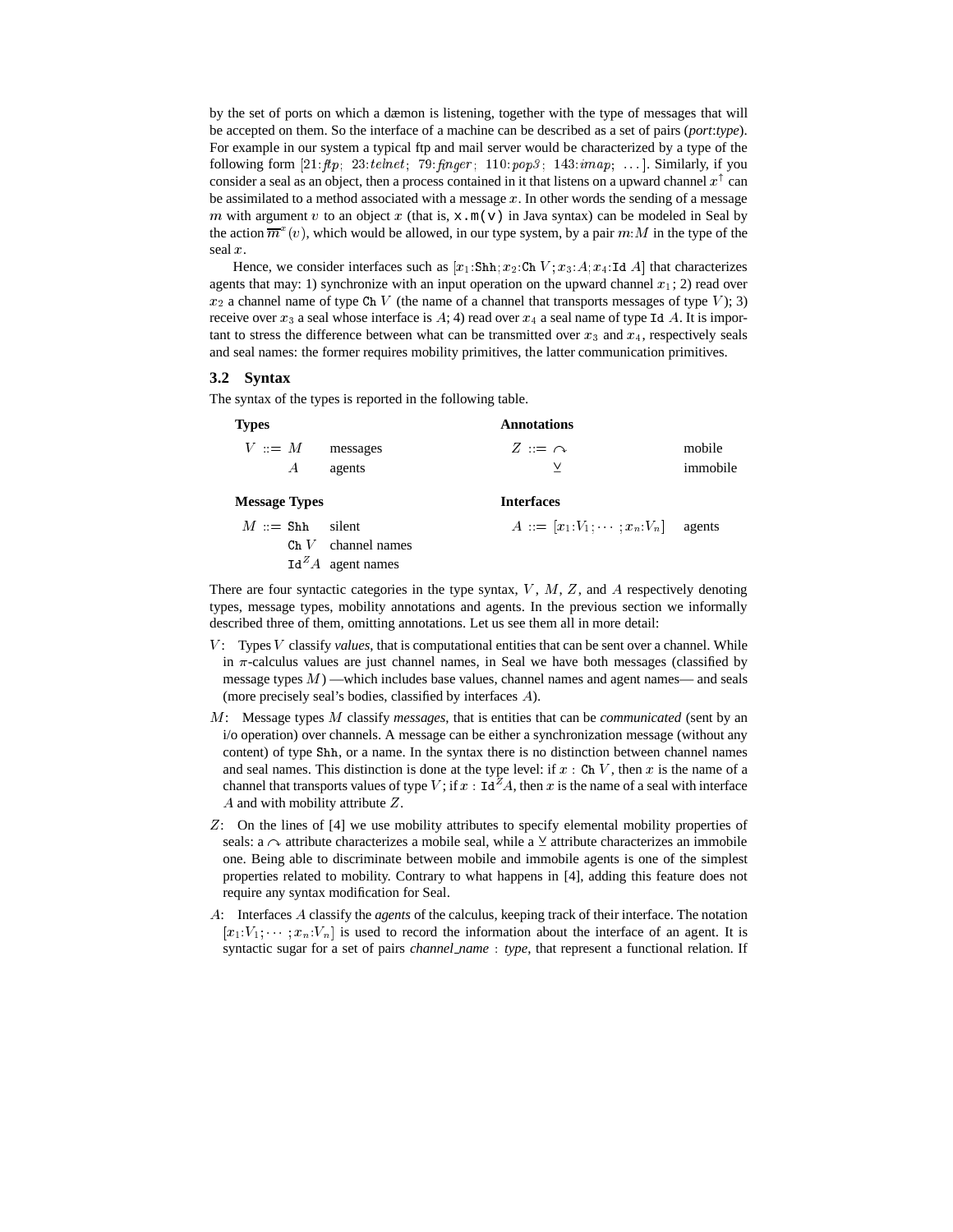by the set of ports on which a dæmon is listening, together with the type of messages that will be accepted on them. So the interface of a machine can be described as a set of pairs (*port*:*type*). For example in our system a typical ftp and mail server would be characterized by a type of the following form $[21{:}\mathit{ftp};\ 23{:}\mathit{telnet};\ 79{:}\mathit{finger};\ 110{:}\mathit{pop3};\ 143{:}\mathit{imap};\ \ldots]$. Similarly, if you consider a seal as an object, then a process contained in it that listens on a upward channel $x^{\uparrow}$ can be assimilated to a method associated with a message $x$. In other words the sending of a message $m$ with argument $v$ to an object $x$ (that is, `x.m(v)` in Java syntax) can be modeled in Seal by the action $\overline{m}^{x}(v)$, which would be allowed, in our type system, by a pair $m{:}M$ in the type of the seal $x$.

Hence, we consider interfaces such as $[x_1{:}\mathtt{Shh};x_2{:}\mathtt{Ch}\ V;x_3{:}A;x_4{:}\mathtt{Id}\ A]$ that characterizes agents that may: 1) synchronize with an input operation on the upward channel $x_1$; 2) read over $x_2$ a channel name of type $\mathtt{Ch}\ V$ (the name of a channel that transports messages of type $V$); 3) receive over $x_3$ a seal whose interface is $A$; 4) read over $x_4$ a seal name of type $\mathtt{Id}\ A$. It is important to stress the difference between what can be transmitted over $x_3$ and $x_4$, respectively seals and seal names: the former requires mobility primitives, the latter communication primitives.

### 3.2 Syntax

The syntax of the types is reported in the following table.

| **Types** | | | **Annotations** | |
|---|---|---|---|---|
| $V ::= M$ | messages | | $Z ::= \curvearrowright$ | mobile |
| $\quad\ \ A$ | agents | | $\quad\ \ \veebar$ | immobile |
| **Message Types** | | | **Interfaces** | |
| $M ::= \mathtt{Shh}$ | silent | | $A ::= [x_1{:}V_1;\cdots;x_n{:}V_n]$ | agents |
| $\quad\ \ \mathtt{Ch}\ V$ | channel names | | | |
| $\quad\ \ \mathtt{Id}^{Z}A$ | agent names | | | |

There are four syntactic categories in the type syntax, $V$, $M$, $Z$, and $A$ respectively denoting types, message types, mobility annotations and agents. In the previous section we informally described three of them, omitting annotations. Let us see them all in more detail:

- $V$: Types $V$ classify *values*, that is computational entities that can be sent over a channel. While in $\pi$-calculus values are just channel names, in Seal we have both messages (classified by message types $M$) —which includes base values, channel names and agent names— and seals (more precisely seal's bodies, classified by interfaces $A$).
- $M$: Message types $M$ classify *messages*, that is entities that can be *communicated* (sent by an i/o operation) over channels. A message can be either a synchronization message (without any content) of type $\mathtt{Shh}$, or a name. In the syntax there is no distinction between channel names and seal names. This distinction is done at the type level: if $x : \mathtt{Ch}\ V$, then $x$ is the name of a channel that transports values of type $V$; if $x : \mathtt{Id}^{Z}A$, then $x$ is the name of a seal with interface $A$ and with mobility attribute $Z$.
- $Z$: On the lines of [4] we use mobility attributes to specify elemental mobility properties of seals: a $\curvearrowright$ attribute characterizes a mobile seal, while a $\veebar$ attribute characterizes an immobile one. Being able to discriminate between mobile and immobile agents is one of the simplest properties related to mobility. Contrary to what happens in [4], adding this feature does not require any syntax modification for Seal.
- $A$: Interfaces $A$ classify the *agents* of the calculus, keeping track of their interface. The notation $[x_1{:}V_1;\cdots;x_n{:}V_n]$ is used to record the information about the interface of an agent. It is syntactic sugar for a set of pairs *channel_name* : *type*, that represent a functional relation. If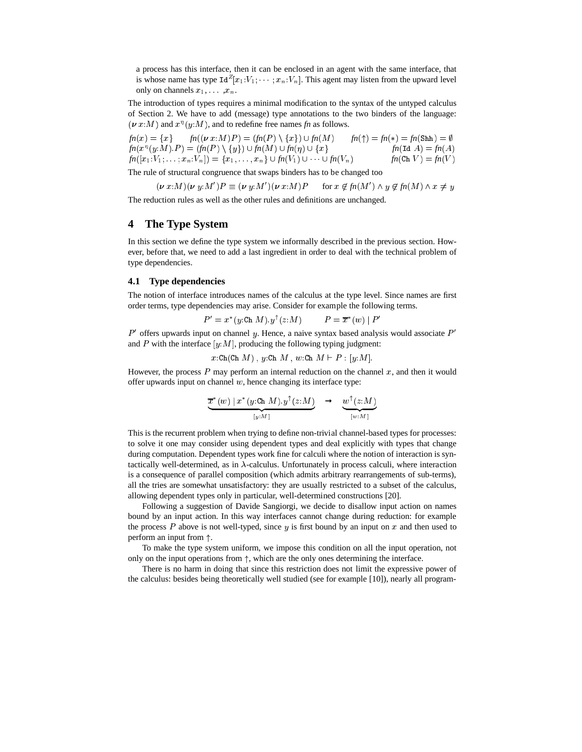a process has this interface, then it can be enclosed in an agent with the same interface, that is whose name has type $\mathtt{Id}^Z[x_1{:}V_1; \cdots ; x_n{:}V_n]$. This agent may listen from the upward level only on channels $x_1, \ldots ,x_n$.

The introduction of types requires a minimal modification to the syntax of the untyped calculus of Section 2. We have to add (message) type annotations to the two binders of the language: $(\boldsymbol{\nu}\, x{:}M)$ and $x^\eta(y{:}M)$, and to redefine free names *fn* as follows.

$$
\begin{array}{lll}
\mathit{fn}(x) = \{x\} & \mathit{fn}((\boldsymbol{\nu}\, x{:}M)P) = (\mathit{fn}(P) \setminus \{x\}) \cup \mathit{fn}(M) & \mathit{fn}(\uparrow) = \mathit{fn}(*) = \mathit{fn}(\mathtt{Shh}) = \emptyset \\
\mathit{fn}(x^\eta(y{:}M).P) = (\mathit{fn}(P) \setminus \{y\}) \cup \mathit{fn}(M) \cup \mathit{fn}(\eta) \cup \{x\} & & \mathit{fn}(\mathtt{Id}\ A) = \mathit{fn}(A) \\
\mathit{fn}([x_1{:}V_1; \ldots ; x_n{:}V_n]) = \{x_1, \ldots , x_n\} \cup \mathit{fn}(V_1) \cup \cdots \cup \mathit{fn}(V_n) & & \mathit{fn}(\mathtt{Ch}\ V) = \mathit{fn}(V)
\end{array}
$$

The rule of structural congruence that swaps binders has to be changed too

$$(\boldsymbol{\nu}\, x{:}M)(\boldsymbol{\nu}\, y{:}M')P \equiv (\boldsymbol{\nu}\, y{:}M')(\boldsymbol{\nu}\, x{:}M)P \qquad \text{for } x \notin \mathit{fn}(M') \wedge y \notin \mathit{fn}(M) \wedge x \neq y$$

The reduction rules as well as the other rules and definitions are unchanged.

## 4 The Type System

In this section we define the type system we informally described in the previous section. However, before that, we need to add a last ingredient in order to deal with the technical problem of type dependencies.

### 4.1 Type dependencies

The notion of interface introduces names of the calculus at the type level. Since names are first order terms, type dependencies may arise. Consider for example the following terms.

$$P' = x^*(y{:}\mathtt{Ch}\ M).y^\uparrow(z{:}M) \qquad P = \overline{x}^*(w) \mid P'$$

$P'$ offers upwards input on channel $y$. Hence, a naive syntax based analysis would associate $P'$ and $P$ with the interface $[y{:}M]$, producing the following typing judgment:

$$x{:}\mathtt{Ch}(\mathtt{Ch}\ M)\ ,\ y{:}\mathtt{Ch}\ M\ ,\ w{:}\mathtt{Ch}\ M \vdash P : [y{:}M].$$

However, the process $P$ may perform an internal reduction on the channel $x$, and then it would offer upwards input on channel $w$, hence changing its interface type:

$$\underbrace{\overline{x}^*(w) \mid x^*(y{:}\mathtt{Ch}\ M).y^\uparrow(z{:}M)}_{[y:M]} \quad \rightarrow \quad \underbrace{w^\uparrow(z{:}M)}_{[w:M]}$$

This is the recurrent problem when trying to define non-trivial channel-based types for processes: to solve it one may consider using dependent types and deal explicitly with types that change during computation. Dependent types work fine for calculi where the notion of interaction is syntactically well-determined, as in $\lambda$-calculus. Unfortunately in process calculi, where interaction is a consequence of parallel composition (which admits arbitrary rearrangements of sub-terms), all the tries are somewhat unsatisfactory: they are usually restricted to a subset of the calculus, allowing dependent types only in particular, well-determined constructions [20].

Following a suggestion of Davide Sangiorgi, we decide to disallow input action on names bound by an input action. In this way interfaces cannot change during reduction: for example the process $P$ above is not well-typed, since $y$ is first bound by an input on $x$ and then used to perform an input from $\uparrow$.

To make the type system uniform, we impose this condition on all the input operation, not only on the input operations from $\uparrow$, which are the only ones determining the interface.

There is no harm in doing that since this restriction does not limit the expressive power of the calculus: besides being theoretically well studied (see for example [10]), nearly all program-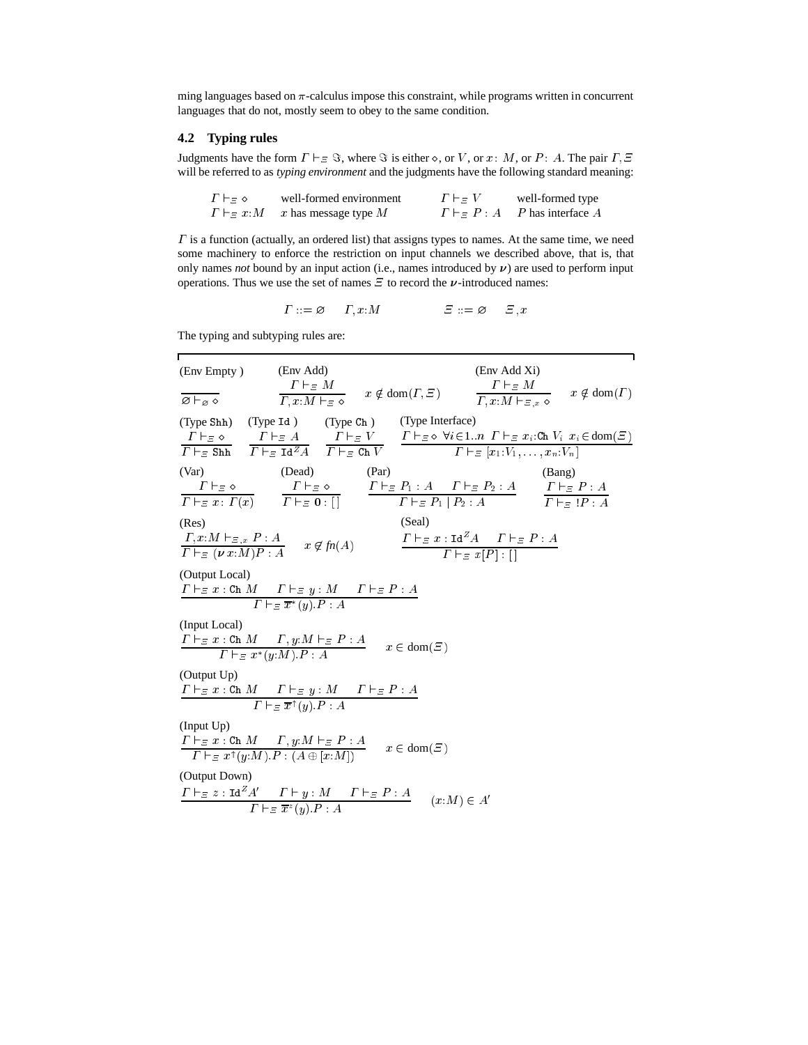ming languages based on $\pi$-calculus impose this constraint, while programs written in concurrent languages that do not, mostly seem to obey to the same condition.

### 4.2 Typing rules

Judgments have the form $\Gamma \vdash_\Xi \Im$, where $\Im$ is either $\diamond$, or $V$, or $x\colon M$, or $P\colon A$. The pair $\Gamma, \Xi$ will be referred to as *typing environment* and the judgments have the following standard meaning:

| | | | |
|---|---|---|---|
| $\Gamma \vdash_\Xi \diamond$ | well-formed environment | $\Gamma \vdash_\Xi V$ | well-formed type |
| $\Gamma \vdash_\Xi x{:}M$ | $x$ has message type $M$ | $\Gamma \vdash_\Xi P : A$ | $P$ has interface $A$ |

$\Gamma$ is a function (actually, an ordered list) that assigns types to names. At the same time, we need some machinery to enforce the restriction on input channels we described above, that is, that only names *not* bound by an input action (i.e., names introduced by $\boldsymbol{\nu}$) are used to perform input operations. Thus we use the set of names $\Xi$ to record the $\boldsymbol{\nu}$-introduced names:

$$\Gamma ::= \varnothing \quad \Gamma, x{:}M \qquad\qquad \Xi ::= \varnothing \quad \Xi, x$$

The typing and subtyping rules are:

(Env Empty)
$$\frac{}{\varnothing \vdash_\varnothing \diamond}$$

(Env Add)
$$\frac{\Gamma \vdash_\Xi M}{\Gamma, x{:}M \vdash_\Xi \diamond} \quad x \notin \mathrm{dom}(\Gamma, \Xi)$$

(Env Add Xi)
$$\frac{\Gamma \vdash_\Xi M}{\Gamma, x{:}M \vdash_{\Xi, x} \diamond} \quad x \notin \mathrm{dom}(\Gamma)$$

(Type Shh)
$$\frac{\Gamma \vdash_\Xi \diamond}{\Gamma \vdash_\Xi \mathtt{Shh}}$$

(Type Id)
$$\frac{\Gamma \vdash_\Xi A}{\Gamma \vdash_\Xi \mathtt{Id}^Z A}$$

(Type Ch)
$$\frac{\Gamma \vdash_\Xi V}{\Gamma \vdash_\Xi \mathtt{Ch}\ V}$$

(Type Interface)
$$\frac{\Gamma \vdash_\Xi \diamond \ \ \forall i \in 1..n \ \ \Gamma \vdash_\Xi x_i{:}\mathtt{Ch}\ V_i \ \ x_i \in \mathrm{dom}(\Xi)}{\Gamma \vdash_\Xi [x_1{:}V_1, \ldots, x_n{:}V_n]}$$

(Var)
$$\frac{\Gamma \vdash_\Xi \diamond}{\Gamma \vdash_\Xi x : \Gamma(x)}$$

(Dead)
$$\frac{\Gamma \vdash_\Xi \diamond}{\Gamma \vdash_\Xi \mathbf{0} : [\,]}$$

(Par)
$$\frac{\Gamma \vdash_\Xi P_1 : A \quad \Gamma \vdash_\Xi P_2 : A}{\Gamma \vdash_\Xi P_1 \mid P_2 : A}$$

(Bang)
$$\frac{\Gamma \vdash_\Xi P : A}{\Gamma \vdash_\Xi\ !P : A}$$

(Res)
$$\frac{\Gamma, x{:}M \vdash_{\Xi, x} P : A}{\Gamma \vdash_\Xi (\boldsymbol{\nu}\, x{:}M)P : A} \quad x \notin \mathit{fn}(A)$$

(Seal)
$$\frac{\Gamma \vdash_\Xi x : \mathtt{Id}^Z A \quad \Gamma \vdash_\Xi P : A}{\Gamma \vdash_\Xi x[P] : [\,]}$$

(Output Local)
$$\frac{\Gamma \vdash_\Xi x : \mathtt{Ch}\ M \quad \Gamma \vdash_\Xi y : M \quad \Gamma \vdash_\Xi P : A}{\Gamma \vdash_\Xi \overline{x}^*(y).P : A}$$

(Input Local)
$$\frac{\Gamma \vdash_\Xi x : \mathtt{Ch}\ M \quad \Gamma, y{:}M \vdash_\Xi P : A}{\Gamma \vdash_\Xi x^*(y{:}M).P : A} \quad x \in \mathrm{dom}(\Xi)$$

(Output Up)
$$\frac{\Gamma \vdash_\Xi x : \mathtt{Ch}\ M \quad \Gamma \vdash_\Xi y : M \quad \Gamma \vdash_\Xi P : A}{\Gamma \vdash_\Xi \overline{x}^\uparrow(y).P : A}$$

(Input Up)
$$\frac{\Gamma \vdash_\Xi x : \mathtt{Ch}\ M \quad \Gamma, y{:}M \vdash_\Xi P : A}{\Gamma \vdash_\Xi x^\uparrow(y{:}M).P : (A \oplus [x{:}M])} \quad x \in \mathrm{dom}(\Xi)$$

(Output Down)
$$\frac{\Gamma \vdash_\Xi z : \mathtt{Id}^Z A' \quad \Gamma \vdash y : M \quad \Gamma \vdash_\Xi P : A}{\Gamma \vdash_\Xi \overline{x}^z(y).P : A} \quad (x{:}M) \in A'$$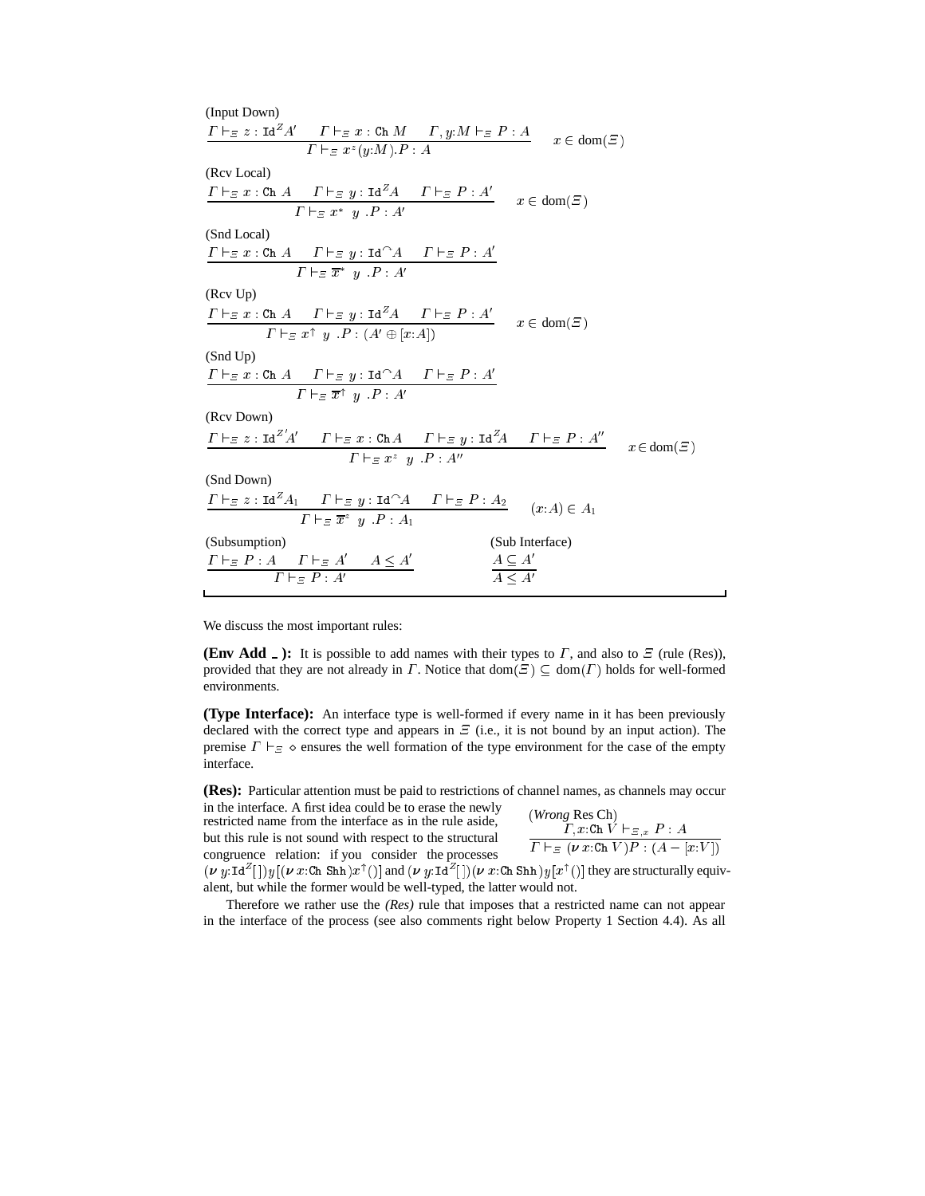(Input Down)

$$\frac{\Gamma \vdash_{\Xi} z : \mathtt{Id}^Z A' \quad \Gamma \vdash_{\Xi} x : \mathtt{Ch}\ M \quad \Gamma, y{:}M \vdash_{\Xi} P : A}{\Gamma \vdash_{\Xi} x^z(y{:}M).P : A} \quad x \in \mathrm{dom}(\Xi)$$

(Rcv Local)

$$\frac{\Gamma \vdash_{\Xi} x : \mathtt{Ch}\ A \quad \Gamma \vdash_{\Xi} y : \mathtt{Id}^Z A \quad \Gamma \vdash_{\Xi} P : A'}{\Gamma \vdash_{\Xi} x^*\ \ y\ .P : A'} \quad x \in \mathrm{dom}(\Xi)$$

(Snd Local)

$$\frac{\Gamma \vdash_{\Xi} x : \mathtt{Ch}\ A \quad \Gamma \vdash_{\Xi} y : \mathtt{Id}^{\frown} A \quad \Gamma \vdash_{\Xi} P : A'}{\Gamma \vdash_{\Xi} \overline{x}^*\ \ y\ .P : A'}$$

(Rcv Up)

$$\frac{\Gamma \vdash_{\Xi} x : \mathtt{Ch}\ A \quad \Gamma \vdash_{\Xi} y : \mathtt{Id}^Z A \quad \Gamma \vdash_{\Xi} P : A'}{\Gamma \vdash_{\Xi} x^{\uparrow}\ \ y\ .P : (A' \oplus [x{:}A])} \quad x \in \mathrm{dom}(\Xi)$$

(Snd Up)

$$\frac{\Gamma \vdash_{\Xi} x : \mathtt{Ch}\ A \quad \Gamma \vdash_{\Xi} y : \mathtt{Id}^{\frown} A \quad \Gamma \vdash_{\Xi} P : A'}{\Gamma \vdash_{\Xi} \overline{x}^{\uparrow}\ \ y\ .P : A'}$$

(Rcv Down)

$$\frac{\Gamma \vdash_{\Xi} z : \mathtt{Id}^{Z'} A' \quad \Gamma \vdash_{\Xi} x : \mathtt{Ch} A \quad \Gamma \vdash_{\Xi} y : \mathtt{Id}^Z A \quad \Gamma \vdash_{\Xi} P : A''}{\Gamma \vdash_{\Xi} x^z\ \ y\ .P : A''} \quad x \in \mathrm{dom}(\Xi)$$

(Snd Down)

$$\frac{\Gamma \vdash_{\Xi} z : \mathtt{Id}^Z A_1 \quad \Gamma \vdash_{\Xi} y : \mathtt{Id}^{\frown} A \quad \Gamma \vdash_{\Xi} P : A_2}{\Gamma \vdash_{\Xi} \overline{x}^z\ \ y\ .P : A_1} \quad (x{:}A) \in A_1$$

(Subsumption)

$$\frac{\Gamma \vdash_{\Xi} P : A \quad \Gamma \vdash_{\Xi} A' \quad A \le A'}{\Gamma \vdash_{\Xi} P : A'}$$

(Sub Interface)

$$\frac{A \subseteq A'}{A \le A'}$$

We discuss the most important rules:

**(Env Add _ ):** It is possible to add names with their types to $\Gamma$, and also to $\Xi$ (rule (Res)), provided that they are not already in $\Gamma$. Notice that $\mathrm{dom}(\Xi) \subseteq \mathrm{dom}(\Gamma)$ holds for well-formed environments.

**(Type Interface):** An interface type is well-formed if every name in it has been previously declared with the correct type and appears in $\Xi$ (i.e., it is not bound by an input action). The premise $\Gamma \vdash_{\Xi} \diamond$ ensures the well formation of the type environment for the case of the empty interface.

**(Res):** Particular attention must be paid to restrictions of channel names, as channels may occur in the interface. A first idea could be to erase the newly restricted name from the interface as in the rule aside, but this rule is not sound with respect to the structural congruence relation: if you consider the processes $(\boldsymbol{\nu}\, y{:}\mathtt{Id}^Z[\,])y[(\boldsymbol{\nu}\, x{:}\mathtt{Ch\ Shh})x^{\uparrow}()]$ and $(\boldsymbol{\nu}\, y{:}\mathtt{Id}^Z[\,])(\boldsymbol{\nu}\, x{:}\mathtt{Ch\ Shh})y[x^{\uparrow}()]$ they are structurally equivalent, but while the former would be well-typed, the latter would not.

(*Wrong* Res Ch)

$$\frac{\Gamma, x{:}\mathtt{Ch}\ V \vdash_{\Xi, x} P : A}{\Gamma \vdash_{\Xi} (\boldsymbol{\nu}\, x{:}\mathtt{Ch}\ V)P : (A - [x{:}V])}$$

Therefore we rather use the *(Res)* rule that imposes that a restricted name can not appear in the interface of the process (see also comments right below Property 1 Section 4.4). As all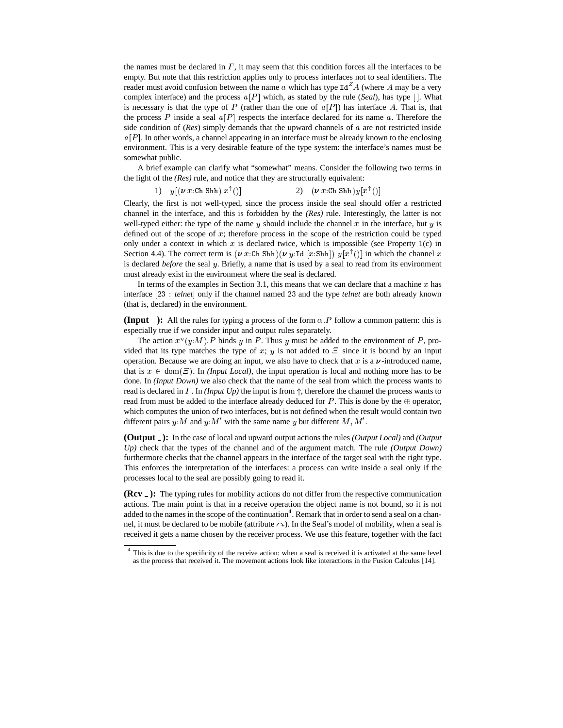the names must be declared in $\Gamma$, it may seem that this condition forces all the interfaces to be empty. But note that this restriction applies only to process interfaces not to seal identifiers. The reader must avoid confusion between the name $a$ which has type $\mathtt{Id}^Z A$ (where $A$ may be a very complex interface) and the process $a[P]$ which, as stated by the rule (*Seal*), has type $[\,]$. What is necessary is that the type of $P$ (rather than the one of $a[P]$) has interface $A$. That is, that the process $P$ inside a seal $a[P]$ respects the interface declared for its name $a$. Therefore the side condition of (*Res*) simply demands that the upward channels of $a$ are not restricted inside $a[P]$. In other words, a channel appearing in an interface must be already known to the enclosing environment. This is a very desirable feature of the type system: the interface's names must be somewhat public.

A brief example can clarify what "somewhat" means. Consider the following two terms in the light of the *(Res)* rule, and notice that they are structurally equivalent:

$$1)\quad y[(\boldsymbol{\nu}\, x{:}\mathtt{Ch\ Shh})\, x^{\uparrow}()] \qquad\qquad 2)\quad (\boldsymbol{\nu}\, x{:}\mathtt{Ch\ Shh})y[x^{\uparrow}()]$$

Clearly, the first is not well-typed, since the process inside the seal should offer a restricted channel in the interface, and this is forbidden by the *(Res)* rule. Interestingly, the latter is not well-typed either: the type of the name $y$ should include the channel $x$ in the interface, but $y$ is defined out of the scope of $x$; therefore process in the scope of the restriction could be typed only under a context in which $x$ is declared twice, which is impossible (see Property 1(c) in Section 4.4). The correct term is $(\boldsymbol{\nu}\, x{:}\mathtt{Ch\ Shh})(\boldsymbol{\nu}\, y{:}\mathtt{Id}\ [x{:}\mathtt{Shh}])\ y[x^{\uparrow}()]$ in which the channel $x$ is declared *before* the seal $y$. Briefly, a name that is used by a seal to read from its environment must already exist in the environment where the seal is declared.

In terms of the examples in Section 3.1, this means that we can declare that a machine $x$ has interface $[23 : \textit{telnet}]$ only if the channel named 23 and the type *telnet* are both already known (that is, declared) in the environment.

**(Input _ ):** All the rules for typing a process of the form $\alpha.P$ follow a common pattern: this is especially true if we consider input and output rules separately.

The action $x^{\eta}(y{:}M).P$ binds $y$ in $P$. Thus $y$ must be added to the environment of $P$, provided that its type matches the type of $x$; $y$ is not added to $\Xi$ since it is bound by an input operation. Because we are doing an input, we also have to check that $x$ is a $\boldsymbol{\nu}$-introduced name, that is $x \in \mathrm{dom}(\Xi)$. In *(Input Local)*, the input operation is local and nothing more has to be done. In *(Input Down)* we also check that the name of the seal from which the process wants to read is declared in $\Gamma$. In *(Input Up)* the input is from $\uparrow$, therefore the channel the process wants to read from must be added to the interface already deduced for $P$. This is done by the $\oplus$ operator, which computes the union of two interfaces, but is not defined when the result would contain two different pairs $y{:}M$ and $y{:}M'$ with the same name $y$ but different $M, M'$.

**(Output _ ):** In the case of local and upward output actions the rules *(Output Local)* and *(Output Up)* check that the types of the channel and of the argument match. The rule *(Output Down)* furthermore checks that the channel appears in the interface of the target seal with the right type. This enforces the interpretation of the interfaces: a process can write inside a seal only if the processes local to the seal are possibly going to read it.

**(Rcv _ ):** The typing rules for mobility actions do not differ from the respective communication actions. The main point is that in a receive operation the object name is not bound, so it is not added to the names in the scope of the continuation[4]. Remark that in order to send a seal on a channel, it must be declared to be mobile (attribute $\curvearrowright$). In the Seal's model of mobility, when a seal is received it gets a name chosen by the receiver process. We use this feature, together with the fact

[4] This is due to the specificity of the receive action: when a seal is received it is activated at the same level as the process that received it. The movement actions look like interactions in the Fusion Calculus [14].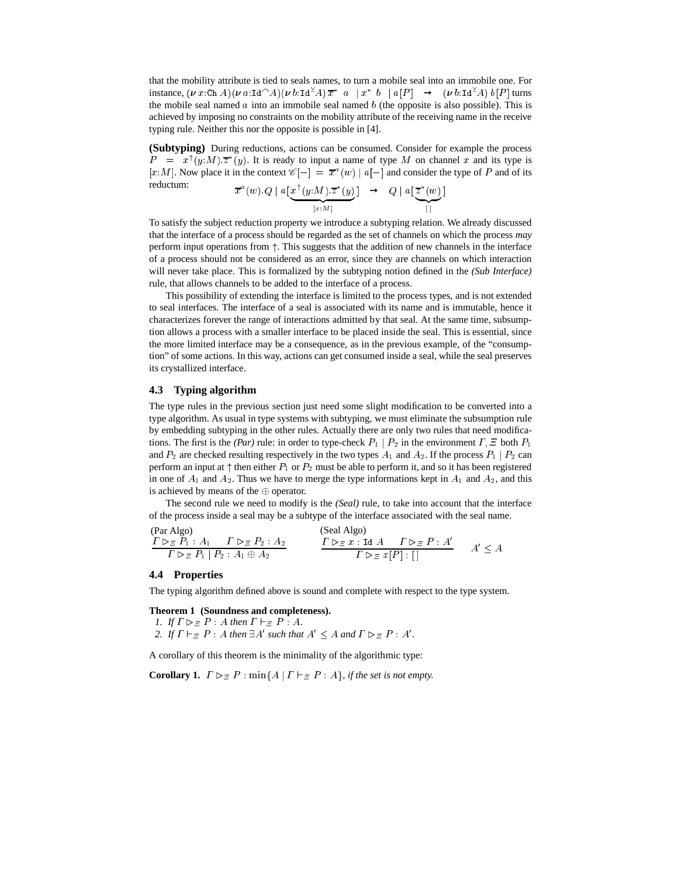that the mobility attribute is tied to seals names, to turn a mobile seal into an immobile one. For instance, $(\boldsymbol{\nu}\, x{:}\texttt{Ch}\ A)(\boldsymbol{\nu}\, a{:}\texttt{Id}^{\frown}A)(\boldsymbol{\nu}\, b{:}\texttt{Id}^{\veebar}A)\, \overline{x}^{*}\ a\ \mid x^{*}\ b\ \mid a[P] \ \rightarrow\ (\boldsymbol{\nu}\, b{:}\texttt{Id}^{\veebar}A)\, b[P]$ turns the mobile seal named $a$ into an immobile seal named $b$ (the opposite is also possible). This is achieved by imposing no constraints on the mobility attribute of the receiving name in the receive typing rule. Neither this nor the opposite is possible in [4].

**(Subtyping)** During reductions, actions can be consumed. Consider for example the process $P = x^{\uparrow}(y{:}M).\overline{z}^{*}(y)$. It is ready to input a name of type $M$ on channel $x$ and its type is $[x{:}M]$. Now place it in the context $\mathscr{C}[-] = \overline{x}^{a}(w) \mid a[-]$ and consider the type of $P$ and of its reductum:

$$\overline{x}^{a}(w).Q \mid a[\underbrace{x^{\uparrow}(y{:}M).\overline{z}^{*}(y)}_{[x:M]}] \ \rightarrow\ Q \mid a[\underbrace{\overline{z}^{*}(w)}_{[\,]}]$$

To satisfy the subject reduction property we introduce a subtyping relation. We already discussed that the interface of a process should be regarded as the set of channels on which the process *may* perform input operations from $\uparrow$. This suggests that the addition of new channels in the interface of a process should not be considered as an error, since they are channels on which interaction will never take place. This is formalized by the subtyping notion defined in the *(Sub Interface)* rule, that allows channels to be added to the interface of a process.

This possibility of extending the interface is limited to the process types, and is not extended to seal interfaces. The interface of a seal is associated with its name and is immutable, hence it characterizes forever the range of interactions admitted by that seal. At the same time, subsumption allows a process with a smaller interface to be placed inside the seal. This is essential, since the more limited interface may be a consequence, as in the previous example, of the "consumption" of some actions. In this way, actions can get consumed inside a seal, while the seal preserves its crystallized interface.

### 4.3 Typing algorithm

The type rules in the previous section just need some slight modification to be converted into a type algorithm. As usual in type systems with subtyping, we must eliminate the subsumption rule by embedding subtyping in the other rules. Actually there are only two rules that need modifications. The first is the *(Par)* rule: in order to type-check $P_1 \mid P_2$ in the environment $\Gamma, \Xi$ both $P_1$ and $P_2$ are checked resulting respectively in the two types $A_1$ and $A_2$. If the process $P_1 \mid P_2$ can perform an input at $\uparrow$ then either $P_1$ or $P_2$ must be able to perform it, and so it has been registered in one of $A_1$ and $A_2$. Thus we have to merge the type informations kept in $A_1$ and $A_2$, and this is achieved by means of the $\oplus$ operator.

The second rule we need to modify is the *(Seal)* rule, to take into account that the interface of the process inside a seal may be a subtype of the interface associated with the seal name.

(Par Algo)
$$\frac{\Gamma \rhd_{\Xi} P_1 : A_1 \qquad \Gamma \rhd_{\Xi} P_2 : A_2}{\Gamma \rhd_{\Xi} P_1 \mid P_2 : A_1 \oplus A_2}$$

(Seal Algo)
$$\frac{\Gamma \rhd_{\Xi} x : \texttt{Id}\ A \qquad \Gamma \rhd_{\Xi} P : A'}{\Gamma \rhd_{\Xi} x[P] : [\,]} \qquad A' \leq A$$

### 4.4 Properties

The typing algorithm defined above is sound and complete with respect to the type system.

**Theorem 1 (Soundness and completeness).**
1. *If $\Gamma \rhd_{\Xi} P : A$ then $\Gamma \vdash_{\Xi} P : A$.*
2. *If $\Gamma \vdash_{\Xi} P : A$ then $\exists A'$ such that $A' \leq A$ and $\Gamma \rhd_{\Xi} P : A'$.*

A corollary of this theorem is the minimality of the algorithmic type:

**Corollary 1.** $\Gamma \rhd_{\Xi} P : \min\{A \mid \Gamma \vdash_{\Xi} P : A\}$, *if the set is not empty.*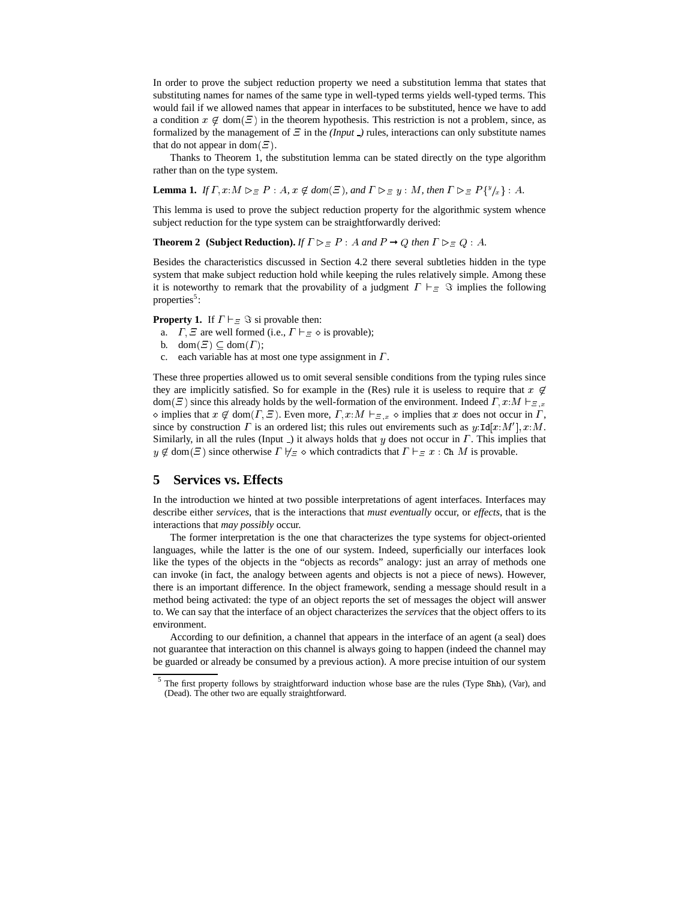In order to prove the subject reduction property we need a substitution lemma that states that substituting names for names of the same type in well-typed terms yields well-typed terms. This would fail if we allowed names that appear in interfaces to be substituted, hence we have to add a condition $x \notin \text{dom}(\Xi)$ in the theorem hypothesis. This restriction is not a problem, since, as formalized by the management of $\Xi$ in the *(Input _)* rules, interactions can only substitute names that do not appear in $\text{dom}(\Xi)$.

Thanks to Theorem 1, the substitution lemma can be stated directly on the type algorithm rather than on the type system.

**Lemma 1.** *If $\Gamma, x{:}M \rhd_\Xi P : A$, $x \notin dom(\Xi)$, and $\Gamma \rhd_\Xi y : M$, then $\Gamma \rhd_\Xi P\{^y/_x\} : A$.*

This lemma is used to prove the subject reduction property for the algorithmic system whence subject reduction for the type system can be straightforwardly derived:

**Theorem 2 (Subject Reduction).** *If $\Gamma \rhd_\Xi P : A$ and $P \to Q$ then $\Gamma \rhd_\Xi Q : A$.*

Besides the characteristics discussed in Section 4.2 there several subtleties hidden in the type system that make subject reduction hold while keeping the rules relatively simple. Among these it is noteworthy to remark that the provability of a judgment $\Gamma \vdash_\Xi \Im$ implies the following properties[5]:

**Property 1.** If $\Gamma \vdash_\Xi \Im$ si provable then:

a. $\Gamma, \Xi$ are well formed (i.e., $\Gamma \vdash_\Xi \diamond$ is provable);
b. $\text{dom}(\Xi) \subseteq \text{dom}(\Gamma)$;
c. each variable has at most one type assignment in $\Gamma$.

These three properties allowed us to omit several sensible conditions from the typing rules since they are implicitly satisfied. So for example in the (Res) rule it is useless to require that $x \notin \text{dom}(\Xi)$ since this already holds by the well-formation of the environment. Indeed $\Gamma, x{:}M \vdash_{\Xi,x} \diamond$ implies that $x \notin \text{dom}(\Gamma, \Xi)$. Even more, $\Gamma, x{:}M \vdash_{\Xi,x} \diamond$ implies that $x$ does not occur in $\Gamma$, since by construction $\Gamma$ is an ordered list; this rules out envirements such as $y{:}\texttt{Id}[x{:}M'], x{:}M$. Similarly, in all the rules (Input _) it always holds that $y$ does not occur in $\Gamma$. This implies that $y \notin \text{dom}(\Xi)$ since otherwise $\Gamma \not\vdash_\Xi \diamond$ which contradicts that $\Gamma \vdash_\Xi x : \texttt{Ch}\ M$ is provable.

## 5 Services vs. Effects

In the introduction we hinted at two possible interpretations of agent interfaces. Interfaces may describe either *services*, that is the interactions that *must eventually* occur, or *effects*, that is the interactions that *may possibly* occur.

The former interpretation is the one that characterizes the type systems for object-oriented languages, while the latter is the one of our system. Indeed, superficially our interfaces look like the types of the objects in the "objects as records" analogy: just an array of methods one can invoke (in fact, the analogy between agents and objects is not a piece of news). However, there is an important difference. In the object framework, sending a message should result in a method being activated: the type of an object reports the set of messages the object will answer to. We can say that the interface of an object characterizes the *services* that the object offers to its environment.

According to our definition, a channel that appears in the interface of an agent (a seal) does not guarantee that interaction on this channel is always going to happen (indeed the channel may be guarded or already be consumed by a previous action). A more precise intuition of our system

[5] The first property follows by straightforward induction whose base are the rules (Type Shh), (Var), and (Dead). The other two are equally straightforward.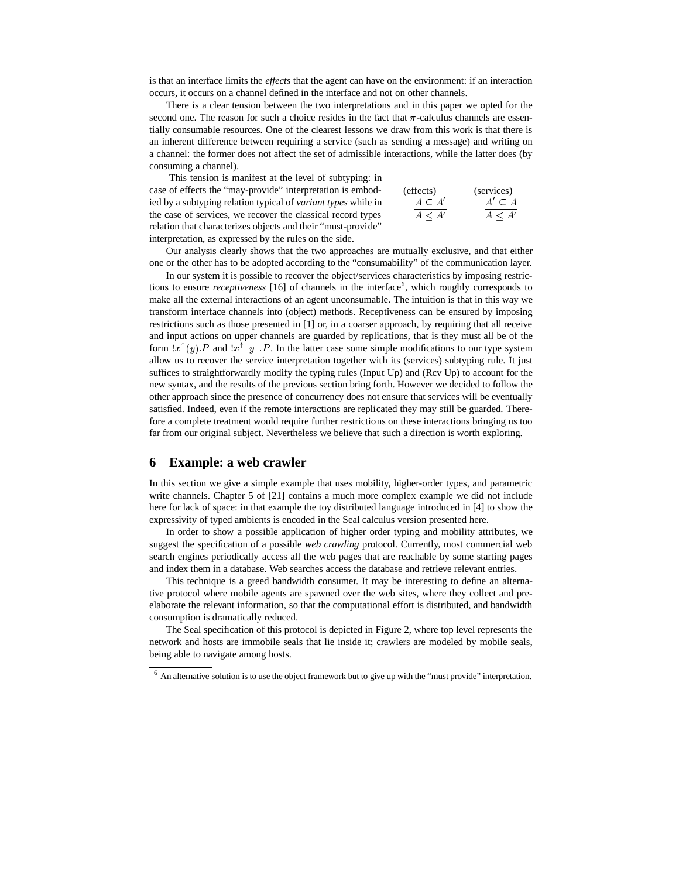is that an interface limits the *effects* that the agent can have on the environment: if an interaction occurs, it occurs on a channel defined in the interface and not on other channels.

There is a clear tension between the two interpretations and in this paper we opted for the second one. The reason for such a choice resides in the fact that $\pi$-calculus channels are essentially consumable resources. One of the clearest lessons we draw from this work is that there is an inherent difference between requiring a service (such as sending a message) and writing on a channel: the former does not affect the set of admissible interactions, while the latter does (by consuming a channel).

This tension is manifest at the level of subtyping: in case of effects the "may-provide" interpretation is embodied by a subtyping relation typical of *variant types* while in the case of services, we recover the classical record types relation that characterizes objects and their "must-provide" interpretation, as expressed by the rules on the side.

$$\text{(effects)}\quad \frac{A \subseteq A'}{A \leq A'} \qquad\qquad \text{(services)}\quad \frac{A' \subseteq A}{A \leq A'}$$

Our analysis clearly shows that the two approaches are mutually exclusive, and that either one or the other has to be adopted according to the "consumability" of the communication layer.

In our system it is possible to recover the object/services characteristics by imposing restrictions to ensure *receptiveness* [16] of channels in the interface[6], which roughly corresponds to make all the external interactions of an agent unconsumable. The intuition is that in this way we transform interface channels into (object) methods. Receptiveness can be ensured by imposing restrictions such as those presented in [1] or, in a coarser approach, by requiring that all receive and input actions on upper channels are guarded by replications, that is they must all be of the form $!x^{\uparrow}(y).P$ and $!x^{\uparrow}\ y\ .P$. In the latter case some simple modifications to our type system allow us to recover the service interpretation together with its (services) subtyping rule. It just suffices to straightforwardly modify the typing rules (Input Up) and (Rcv Up) to account for the new syntax, and the results of the previous section bring forth. However we decided to follow the other approach since the presence of concurrency does not ensure that services will be eventually satisfied. Indeed, even if the remote interactions are replicated they may still be guarded. Therefore a complete treatment would require further restrictions on these interactions bringing us too far from our original subject. Nevertheless we believe that such a direction is worth exploring.

## 6 Example: a web crawler

In this section we give a simple example that uses mobility, higher-order types, and parametric write channels. Chapter 5 of [21] contains a much more complex example we did not include here for lack of space: in that example the toy distributed language introduced in [4] to show the expressivity of typed ambients is encoded in the Seal calculus version presented here.

In order to show a possible application of higher order typing and mobility attributes, we suggest the specification of a possible *web crawling* protocol. Currently, most commercial web search engines periodically access all the web pages that are reachable by some starting pages and index them in a database. Web searches access the database and retrieve relevant entries.

This technique is a greed bandwidth consumer. It may be interesting to define an alternative protocol where mobile agents are spawned over the web sites, where they collect and pre-elaborate the relevant information, so that the computational effort is distributed, and bandwidth consumption is dramatically reduced.

The Seal specification of this protocol is depicted in Figure 2, where top level represents the network and hosts are immobile seals that lie inside it; crawlers are modeled by mobile seals, being able to navigate among hosts.

[6] An alternative solution is to use the object framework but to give up with the "must provide" interpretation.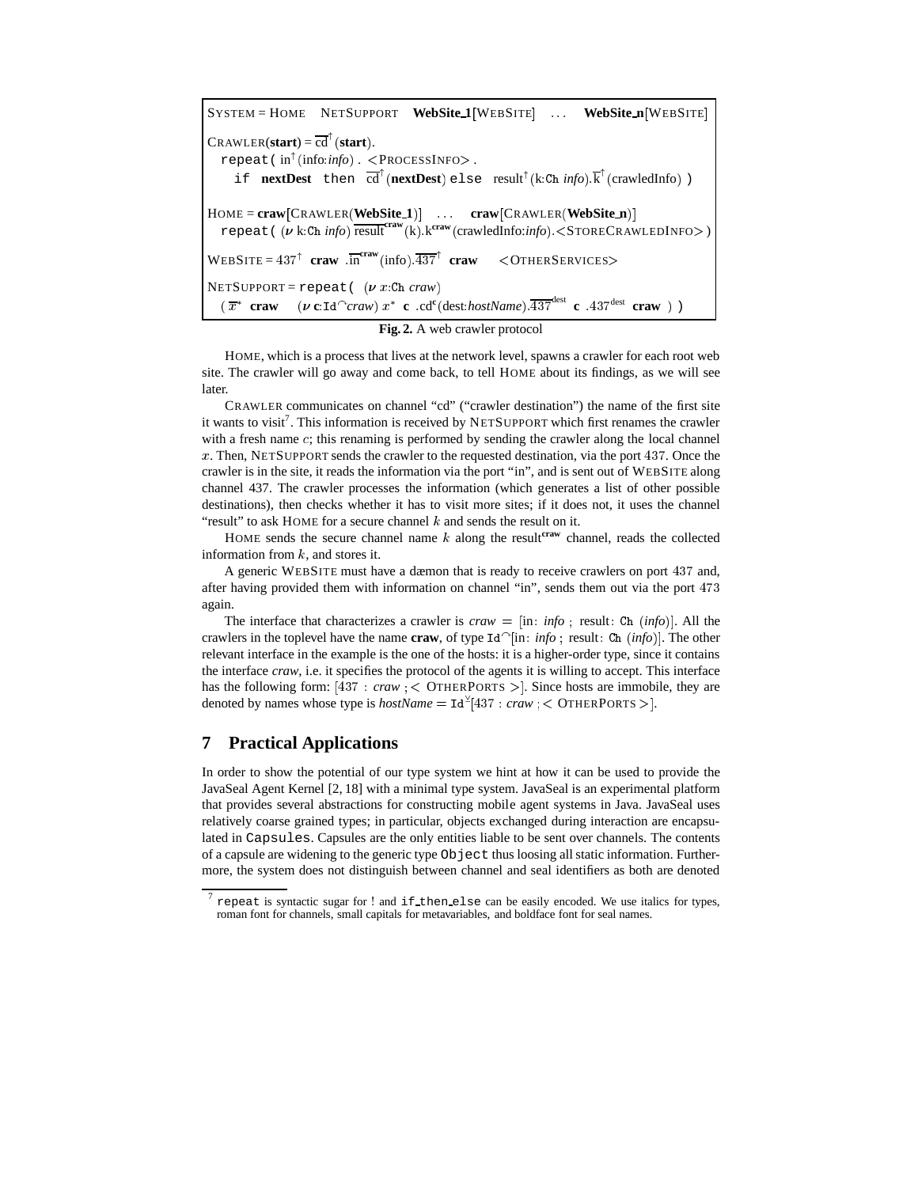$$
\begin{array}{l}
\textsc{System} = \textsc{Home} \quad \textsc{NetSupport} \quad \textbf{WebSite\_1}[\textsc{WebSite}] \quad \ldots \quad \textbf{WebSite\_n}[\textsc{WebSite}] \\[6pt]
\textsc{Crawler}(\textbf{start}) = \overline{\mathrm{cd}}^{\uparrow}(\textbf{start}). \\
\quad \texttt{repeat(}\ \mathrm{in}^{\uparrow}(\mathrm{info}{:}\mathit{info})\ .\ <\!\textsc{ProcessInfo}\!>\ . \\
\quad\quad \texttt{if}\ \ \textbf{nextDest}\ \ \texttt{then}\ \ \overline{\mathrm{cd}}^{\uparrow}(\textbf{nextDest})\ \texttt{else}\ \ \mathrm{result}^{\uparrow}(\mathrm{k}{:}\mathtt{Ch}\ \mathit{info}).\overline{\mathrm{k}}^{\uparrow}(\mathrm{crawledInfo})\ \texttt{)} \\[6pt]
\textsc{Home} = \textbf{craw}[\textsc{Crawler}(\textbf{WebSite\_1})] \quad \ldots \quad \textbf{craw}[\textsc{Crawler}(\textbf{WebSite\_n})] \\
\quad \texttt{repeat(}\ (\boldsymbol{\nu}\ \mathrm{k}{:}\mathtt{Ch}\ \mathit{info})\ \overline{\mathrm{result}}^{\textbf{craw}}(\mathrm{k}).\mathrm{k}^{\textbf{craw}}(\mathrm{crawledInfo}{:}\mathit{info}).<\!\textsc{StoreCrawledInfo}\!>\texttt{)} \\[6pt]
\textsc{WebSite} = 437^{\uparrow}\ \ \textbf{craw}\ \ .\overline{\mathrm{in}}^{\textbf{craw}}(\mathrm{info}).\overline{437}^{\uparrow}\ \ \textbf{craw} \quad\quad <\!\textsc{OtherServices}\!> \\[6pt]
\textsc{NetSupport} = \texttt{repeat(}\ \ (\boldsymbol{\nu}\ x{:}\mathtt{Ch}\ \mathit{craw}) \\
\quad (\ \overline{x}^{*}\ \ \textbf{craw} \quad\ (\boldsymbol{\nu}\ \mathbf{c}{:}\mathtt{Id}^{\frown}\mathit{craw})\ x^{*}\ \ \mathbf{c}\ .\mathrm{cd}^{\mathbf{c}}(\mathrm{dest}{:}\mathit{hostName}).\overline{437}^{\mathrm{dest}}\ \ \mathbf{c}\ .437^{\mathrm{dest}}\ \ \textbf{craw}\ \ )\ \texttt{)}
\end{array}
$$

**Fig. 2.** A web crawler protocol

HOME, which is a process that lives at the network level, spawns a crawler for each root web site. The crawler will go away and come back, to tell HOME about its findings, as we will see later.

CRAWLER communicates on channel "cd" ("crawler destination") the name of the first site it wants to visit[7]. This information is received by NETSUPPORT which first renames the crawler with a fresh name $c$; this renaming is performed by sending the crawler along the local channel $x$. Then, NETSUPPORT sends the crawler to the requested destination, via the port 437. Once the crawler is in the site, it reads the information via the port "in", and is sent out of WEBSITE along channel 437. The crawler processes the information (which generates a list of other possible destinations), then checks whether it has to visit more sites; if it does not, it uses the channel "result" to ask HOME for a secure channel $k$ and sends the result on it.

HOME sends the secure channel name $k$ along the $\mathrm{result}^{\textbf{craw}}$ channel, reads the collected information from $k$, and stores it.

A generic WEBSITE must have a dæmon that is ready to receive crawlers on port 437 and, after having provided them with information on channel "in", sends them out via the port 473 again.

The interface that characterizes a crawler is $\mathit{craw} = [\mathrm{in}{:}\ \mathit{info}\ ;\ \mathrm{result}{:}\ \mathtt{Ch}\ (\mathit{info})]$. All the crawlers in the toplevel have the name **craw**, of type $\mathtt{Id}^{\frown}[\mathrm{in}{:}\ \mathit{info}\ ;\ \mathrm{result}{:}\ \mathtt{Ch}\ (\mathit{info})]$. The other relevant interface in the example is the one of the hosts: it is a higher-order type, since it contains the interface *craw*, i.e. it specifies the protocol of the agents it is willing to accept. This interface has the following form: $[437 : \mathit{craw}\ ; <\textsc{OtherPorts}>]$. Since hosts are immobile, they are denoted by names whose type is $\mathit{hostName} = \mathtt{Id}^{\veebar}[437 : \mathit{craw}\ ; <\textsc{OtherPorts}>]$.

## 7 Practical Applications

In order to show the potential of our type system we hint at how it can be used to provide the JavaSeal Agent Kernel [2, 18] with a minimal type system. JavaSeal is an experimental platform that provides several abstractions for constructing mobile agent systems in Java. JavaSeal uses relatively coarse grained types; in particular, objects exchanged during interaction are encapsulated in `Capsules`. Capsules are the only entities liable to be sent over channels. The contents of a capsule are widening to the generic type `Object` thus loosing all static information. Furthermore, the system does not distinguish between channel and seal identifiers as both are denoted

---

[7] `repeat` is syntactic sugar for ! and `if then else` can be easily encoded. We use italics for types, roman font for channels, small capitals for metavariables, and boldface font for seal names.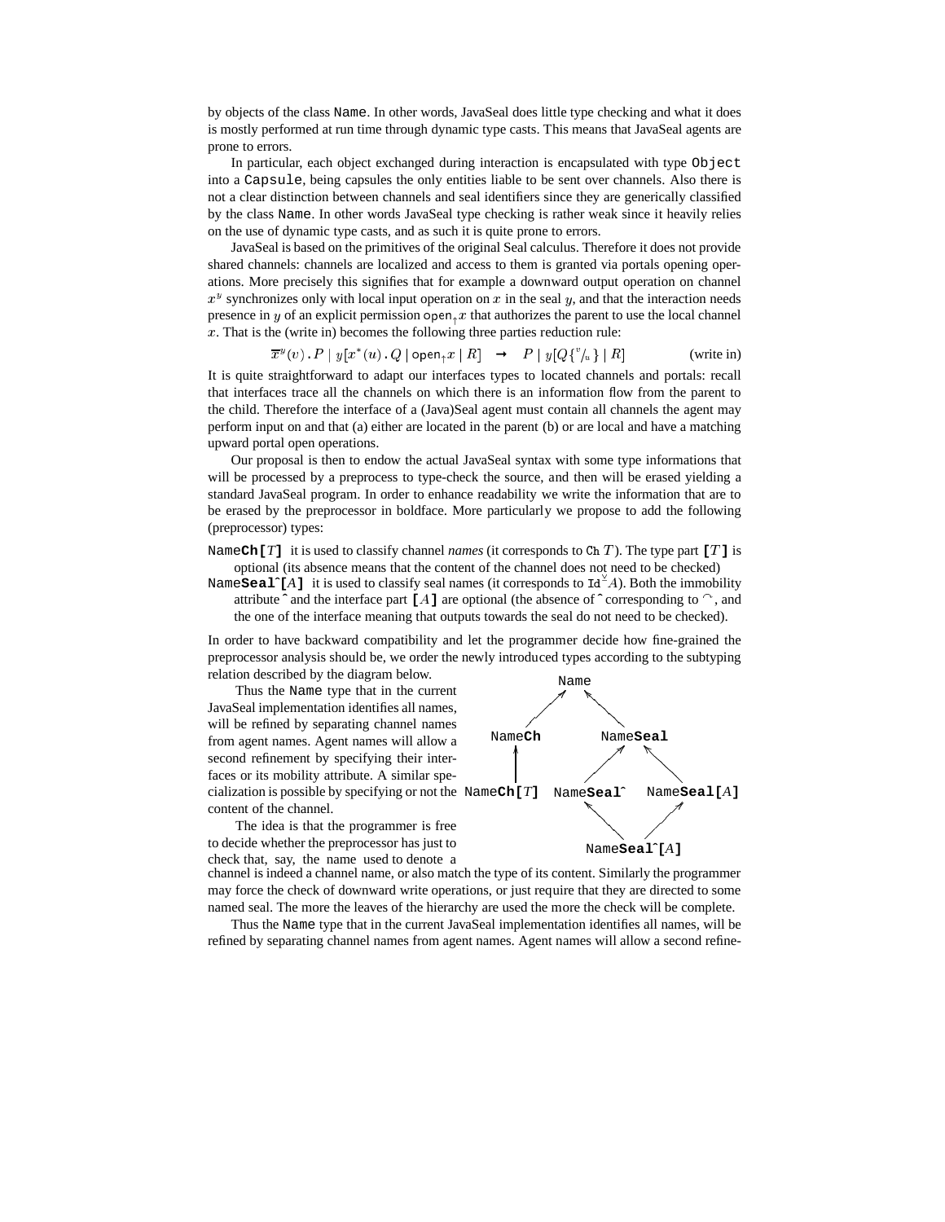by objects of the class `Name`. In other words, JavaSeal does little type checking and what it does is mostly performed at run time through dynamic type casts. This means that JavaSeal agents are prone to errors.

In particular, each object exchanged during interaction is encapsulated with type `Object` into a `Capsule`, being capsules the only entities liable to be sent over channels. Also there is not a clear distinction between channels and seal identifiers since they are generically classified by the class `Name`. In other words JavaSeal type checking is rather weak since it heavily relies on the use of dynamic type casts, and as such it is quite prone to errors.

JavaSeal is based on the primitives of the original Seal calculus. Therefore it does not provide shared channels: channels are localized and access to them is granted via portals opening operations. More precisely this signifies that for example a downward output operation on channel $x^y$ synchronizes only with local input operation on $x$ in the seal $y$, and that the interaction needs presence in $y$ of an explicit permission $\mathsf{open}_{\uparrow}x$ that authorizes the parent to use the local channel $x$. That is the (write in) becomes the following three parties reduction rule:

$$\overline{x}^y(v)\,.\,P \mid y[x^*(u)\,.\,Q \mid \mathsf{open}_{\uparrow}x \mid R] \quad \rightarrow \quad P \mid y[Q\{^v/_u\} \mid R] \qquad \text{(write in)}$$

It is quite straightforward to adapt our interfaces types to located channels and portals: recall that interfaces trace all the channels on which there is an information flow from the parent to the child. Therefore the interface of a (Java)Seal agent must contain all channels the agent may perform input on and that (a) either are located in the parent (b) or are local and have a matching upward portal open operations.

Our proposal is then to endow the actual JavaSeal syntax with some type informations that will be processed by a preprocess to type-check the source, and then will be erased yielding a standard JavaSeal program. In order to enhance readability we write the information that are to be erased by the preprocessor in boldface. More particularly we propose to add the following (preprocessor) types:

Name**Ch[**$T$**]** it is used to classify channel *names* (it corresponds to Ch $T$). The type part **[**$T$**]** is optional (its absence means that the content of the channel does not need to be checked)

Name**Seal^[**$A$**]** it is used to classify seal names (it corresponds to $\mathtt{Id}^{\vee}A$). Both the immobility attribute **^** and the interface part **[**$A$**]** are optional (the absence of **^** corresponding to $\frown$, and the one of the interface meaning that outputs towards the seal do not need to be checked).

In order to have backward compatibility and let the programmer decide how fine-grained the preprocessor analysis should be, we order the newly introduced types according to the subtyping relation described by the diagram below.

```
                         Name
                       ↗      ↖
              NameCh            NameSeal
                ↑              ↗        ↖
          NameCh[T]    NameSeal^      NameSeal[A]
                               ↖        ↗
                              NameSeal^[A]
```

Thus the `Name` type that in the current JavaSeal implementation identifies all names, will be refined by separating channel names from agent names. Agent names will allow a second refinement by specifying their interfaces or its mobility attribute. A similar specialization is possible by specifying or not the content of the channel.

The idea is that the programmer is free to decide whether the preprocessor has just to check that, say, the name used to denote a channel is indeed a channel name, or also match the type of its content. Similarly the programmer may force the check of downward write operations, or just require that they are directed to some named seal. The more the leaves of the hierarchy are used the more the check will be complete.

Thus the `Name` type that in the current JavaSeal implementation identifies all names, will be refined by separating channel names from agent names. Agent names will allow a second refine-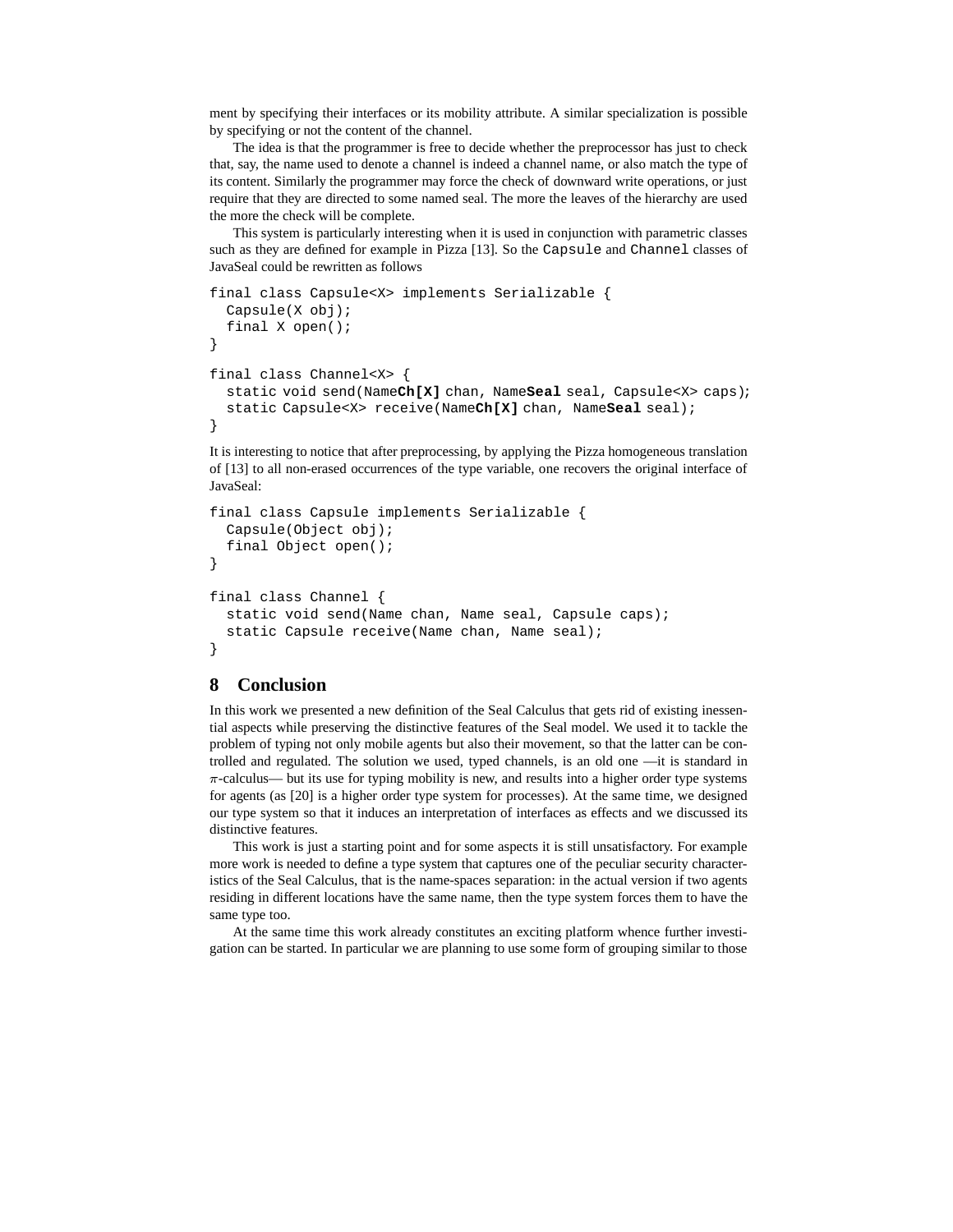ment by specifying their interfaces or its mobility attribute. A similar specialization is possible by specifying or not the content of the channel.

The idea is that the programmer is free to decide whether the preprocessor has just to check that, say, the name used to denote a channel is indeed a channel name, or also match the type of its content. Similarly the programmer may force the check of downward write operations, or just require that they are directed to some named seal. The more the leaves of the hierarchy are used the more the check will be complete.

This system is particularly interesting when it is used in conjunction with parametric classes such as they are defined for example in Pizza [13]. So the `Capsule` and `Channel` classes of JavaSeal could be rewritten as follows

```
final class Capsule<X> implements Serializable {
  Capsule(X obj);
  final X open();
}

final class Channel<X> {
  static void send(NameCh[X] chan, NameSeal seal, Capsule<X> caps);
  static Capsule<X> receive(NameCh[X] chan, NameSeal seal);
}
```

It is interesting to notice that after preprocessing, by applying the Pizza homogeneous translation of [13] to all non-erased occurrences of the type variable, one recovers the original interface of JavaSeal:

```
final class Capsule implements Serializable {
  Capsule(Object obj);
  final Object open();
}

final class Channel {
  static void send(Name chan, Name seal, Capsule caps);
  static Capsule receive(Name chan, Name seal);
}
```

## 8 Conclusion

In this work we presented a new definition of the Seal Calculus that gets rid of existing inessential aspects while preserving the distinctive features of the Seal model. We used it to tackle the problem of typing not only mobile agents but also their movement, so that the latter can be controlled and regulated. The solution we used, typed channels, is an old one —it is standard in $\pi$-calculus— but its use for typing mobility is new, and results into a higher order type systems for agents (as [20] is a higher order type system for processes). At the same time, we designed our type system so that it induces an interpretation of interfaces as effects and we discussed its distinctive features.

This work is just a starting point and for some aspects it is still unsatisfactory. For example more work is needed to define a type system that captures one of the peculiar security characteristics of the Seal Calculus, that is the name-spaces separation: in the actual version if two agents residing in different locations have the same name, then the type system forces them to have the same type too.

At the same time this work already constitutes an exciting platform whence further investigation can be started. In particular we are planning to use some form of grouping similar to those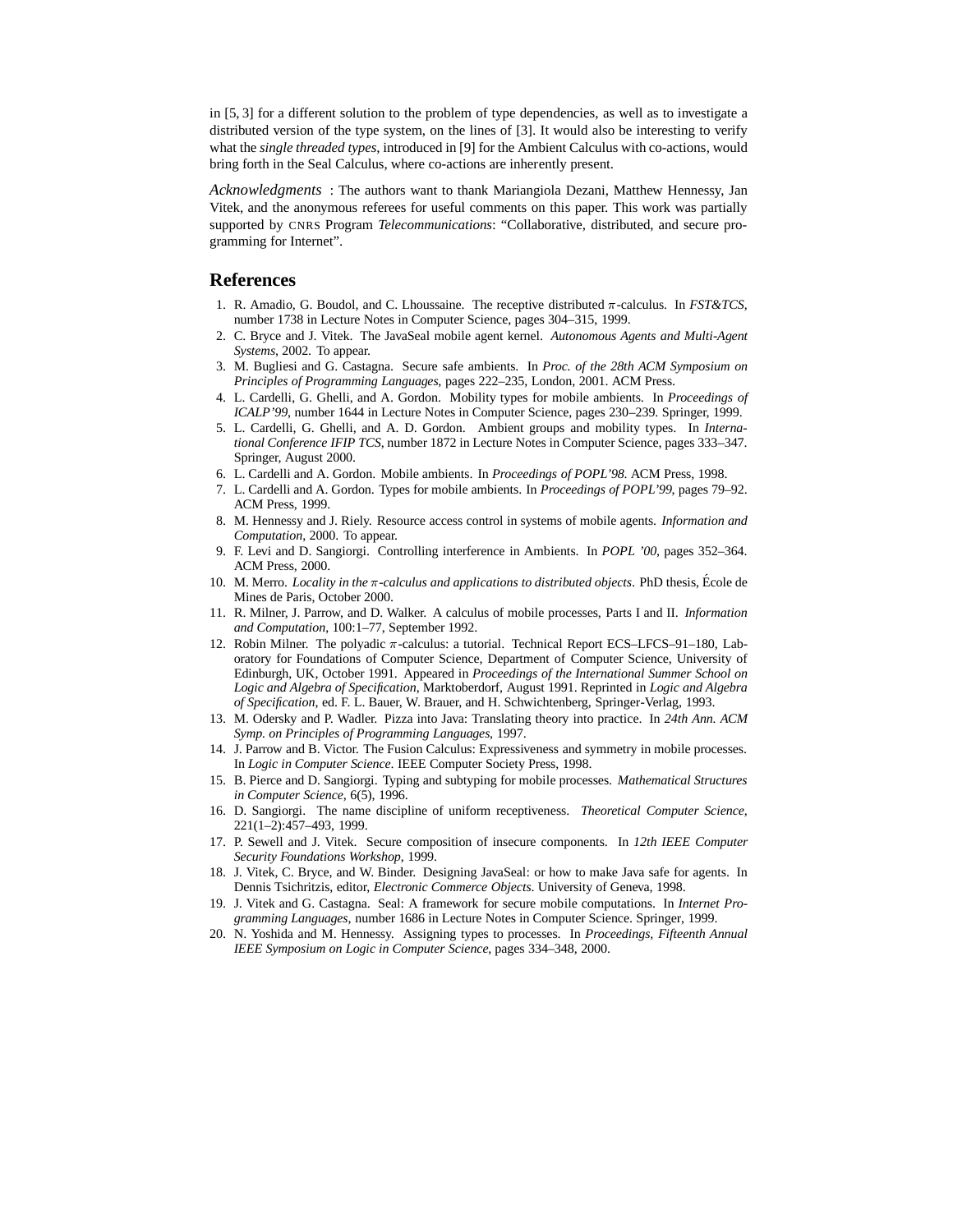in [5, 3] for a different solution to the problem of type dependencies, as well as to investigate a distributed version of the type system, on the lines of [3]. It would also be interesting to verify what the *single threaded types*, introduced in [9] for the Ambient Calculus with co-actions, would bring forth in the Seal Calculus, where co-actions are inherently present.

*Acknowledgments* : The authors want to thank Mariangiola Dezani, Matthew Hennessy, Jan Vitek, and the anonymous referees for useful comments on this paper. This work was partially supported by CNRS Program *Telecommunications*: "Collaborative, distributed, and secure programming for Internet".

## References

1. R. Amadio, G. Boudol, and C. Lhoussaine. The receptive distributed $\pi$-calculus. In *FST&TCS*, number 1738 in Lecture Notes in Computer Science, pages 304–315, 1999.
2. C. Bryce and J. Vitek. The JavaSeal mobile agent kernel. *Autonomous Agents and Multi-Agent Systems*, 2002. To appear.
3. M. Bugliesi and G. Castagna. Secure safe ambients. In *Proc. of the 28th ACM Symposium on Principles of Programming Languages*, pages 222–235, London, 2001. ACM Press.
4. L. Cardelli, G. Ghelli, and A. Gordon. Mobility types for mobile ambients. In *Proceedings of ICALP'99*, number 1644 in Lecture Notes in Computer Science, pages 230–239. Springer, 1999.
5. L. Cardelli, G. Ghelli, and A. D. Gordon. Ambient groups and mobility types. In *International Conference IFIP TCS*, number 1872 in Lecture Notes in Computer Science, pages 333–347. Springer, August 2000.
6. L. Cardelli and A. Gordon. Mobile ambients. In *Proceedings of POPL'98*. ACM Press, 1998.
7. L. Cardelli and A. Gordon. Types for mobile ambients. In *Proceedings of POPL'99*, pages 79–92. ACM Press, 1999.
8. M. Hennessy and J. Riely. Resource access control in systems of mobile agents. *Information and Computation*, 2000. To appear.
9. F. Levi and D. Sangiorgi. Controlling interference in Ambients. In *POPL '00*, pages 352–364. ACM Press, 2000.
10. M. Merro. *Locality in the $\pi$-calculus and applications to distributed objects*. PhD thesis, École de Mines de Paris, October 2000.
11. R. Milner, J. Parrow, and D. Walker. A calculus of mobile processes, Parts I and II. *Information and Computation*, 100:1–77, September 1992.
12. Robin Milner. The polyadic $\pi$-calculus: a tutorial. Technical Report ECS–LFCS–91–180, Laboratory for Foundations of Computer Science, Department of Computer Science, University of Edinburgh, UK, October 1991. Appeared in *Proceedings of the International Summer School on Logic and Algebra of Specification*, Marktoberdorf, August 1991. Reprinted in *Logic and Algebra of Specification*, ed. F. L. Bauer, W. Brauer, and H. Schwichtenberg, Springer-Verlag, 1993.
13. M. Odersky and P. Wadler. Pizza into Java: Translating theory into practice. In *24th Ann. ACM Symp. on Principles of Programming Languages*, 1997.
14. J. Parrow and B. Victor. The Fusion Calculus: Expressiveness and symmetry in mobile processes. In *Logic in Computer Science*. IEEE Computer Society Press, 1998.
15. B. Pierce and D. Sangiorgi. Typing and subtyping for mobile processes. *Mathematical Structures in Computer Science*, 6(5), 1996.
16. D. Sangiorgi. The name discipline of uniform receptiveness. *Theoretical Computer Science*, 221(1–2):457–493, 1999.
17. P. Sewell and J. Vitek. Secure composition of insecure components. In *12th IEEE Computer Security Foundations Workshop*, 1999.
18. J. Vitek, C. Bryce, and W. Binder. Designing JavaSeal: or how to make Java safe for agents. In Dennis Tsichritzis, editor, *Electronic Commerce Objects*. University of Geneva, 1998.
19. J. Vitek and G. Castagna. Seal: A framework for secure mobile computations. In *Internet Programming Languages*, number 1686 in Lecture Notes in Computer Science. Springer, 1999.
20. N. Yoshida and M. Hennessy. Assigning types to processes. In *Proceedings, Fifteenth Annual IEEE Symposium on Logic in Computer Science*, pages 334–348, 2000.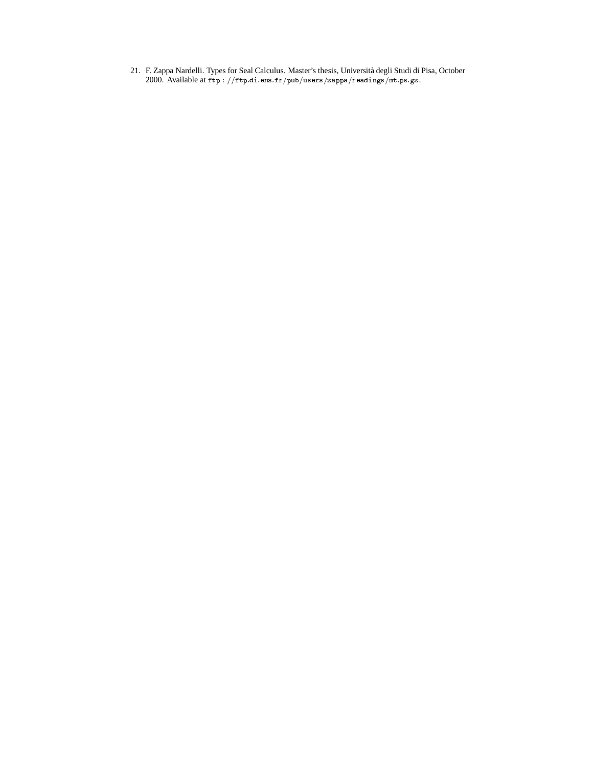21. F. Zappa Nardelli. Types for Seal Calculus. Master's thesis, Università degli Studi di Pisa, October 2000. Available at ftp://ftp.di.ens.fr/pub/users/zappa/readings/mt.ps.gz.